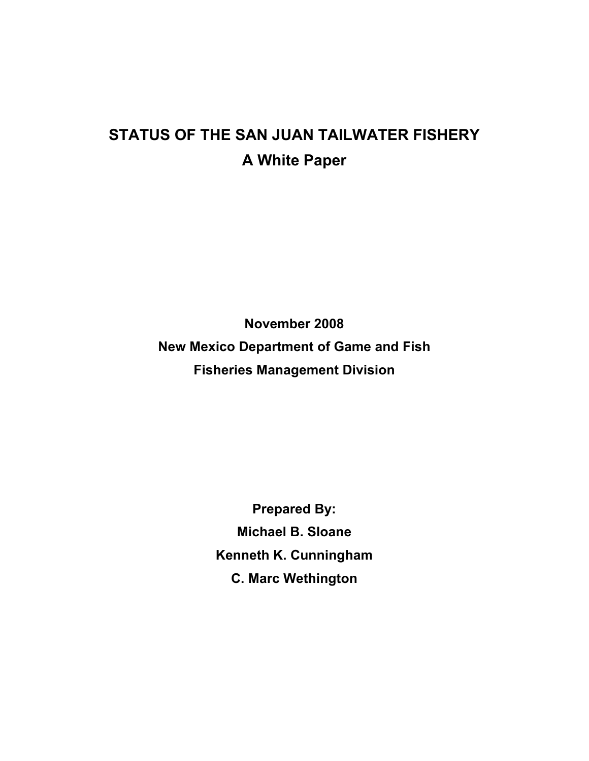# STATUS OF THE SAN JUAN TAILWATER FISHERY

## A White Paper

**November 2008**

**New Mexico Department of Game and Fish**

**Fisheries Management Division**

**Prepared By:**

**Michael B. Sloane**

**Kenneth K. Cunningham**

**C. Marc Wethington**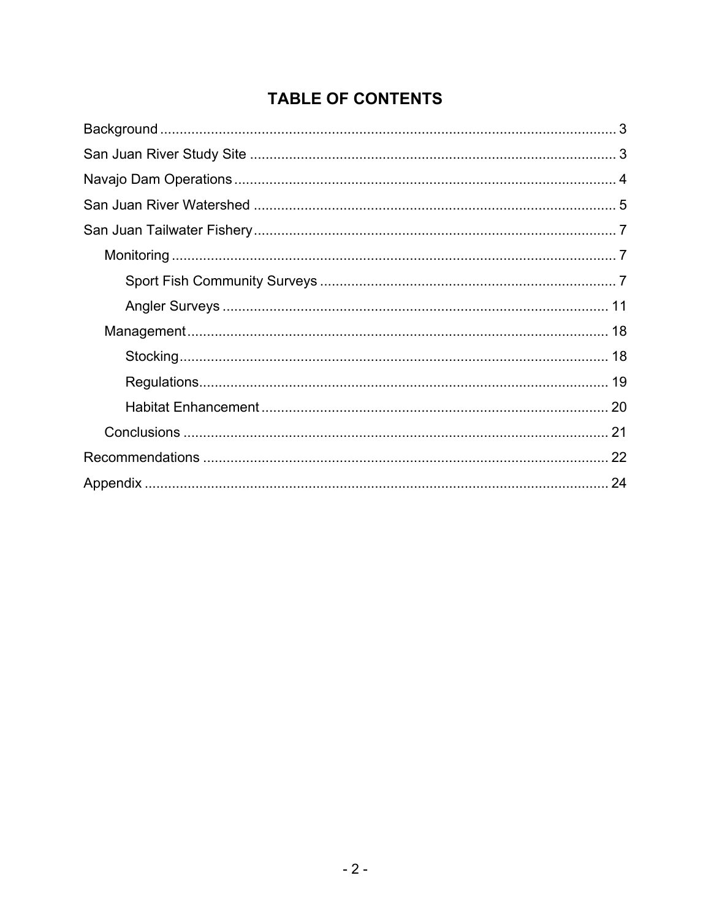# TABLE OF CONTENTS

Background ... 3

San Juan River Study Site ... 3

Navajo Dam Operations ... 4

San Juan River Watershed ... 5

San Juan Tailwater Fishery ... 7

- Monitoring ... 7
  - Sport Fish Community Surveys ... 7
  - Angler Surveys ... 11
- Management ... 18
  - Stocking ... 18
  - Regulations ... 19
  - Habitat Enhancement ... 20
- Conclusions ... 21

Recommendations ... 22

Appendix ... 24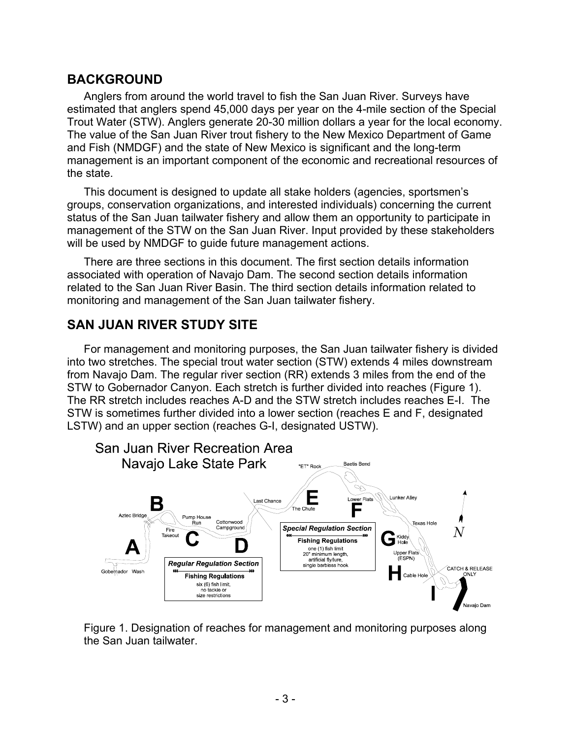## BACKGROUND

Anglers from around the world travel to fish the San Juan River. Surveys have estimated that anglers spend 45,000 days per year on the 4-mile section of the Special Trout Water (STW). Anglers generate 20-30 million dollars a year for the local economy. The value of the San Juan River trout fishery to the New Mexico Department of Game and Fish (NMDGF) and the state of New Mexico is significant and the long-term management is an important component of the economic and recreational resources of the state.

This document is designed to update all stake holders (agencies, sportsmen's groups, conservation organizations, and interested individuals) concerning the current status of the San Juan tailwater fishery and allow them an opportunity to participate in management of the STW on the San Juan River. Input provided by these stakeholders will be used by NMDGF to guide future management actions.

There are three sections in this document. The first section details information associated with operation of Navajo Dam. The second section details information related to the San Juan River Basin. The third section details information related to monitoring and management of the San Juan tailwater fishery.

## SAN JUAN RIVER STUDY SITE

For management and monitoring purposes, the San Juan tailwater fishery is divided into two stretches. The special trout water section (STW) extends 4 miles downstream from Navajo Dam. The regular river section (RR) extends 3 miles from the end of the STW to Gobernador Canyon. Each stretch is further divided into reaches (Figure 1). The RR stretch includes reaches A-D and the STW stretch includes reaches E-I. The STW is sometimes further divided into a lower section (reaches E and F, designated LSTW) and an upper section (reaches G-I, designated USTW).

San Juan River Recreation Area
Navajo Lake State Park

Regular Regulation Section — Fishing Regulations: six (6) fish limit, no tackle or size restrictions

Special Regulation Section — Fishing Regulations: one (1) fish limit, 20" minimum length, artificial fly/lure, single barbless hook

CATCH & RELEASE ONLY

Figure 1. Designation of reaches for management and monitoring purposes along the San Juan tailwater.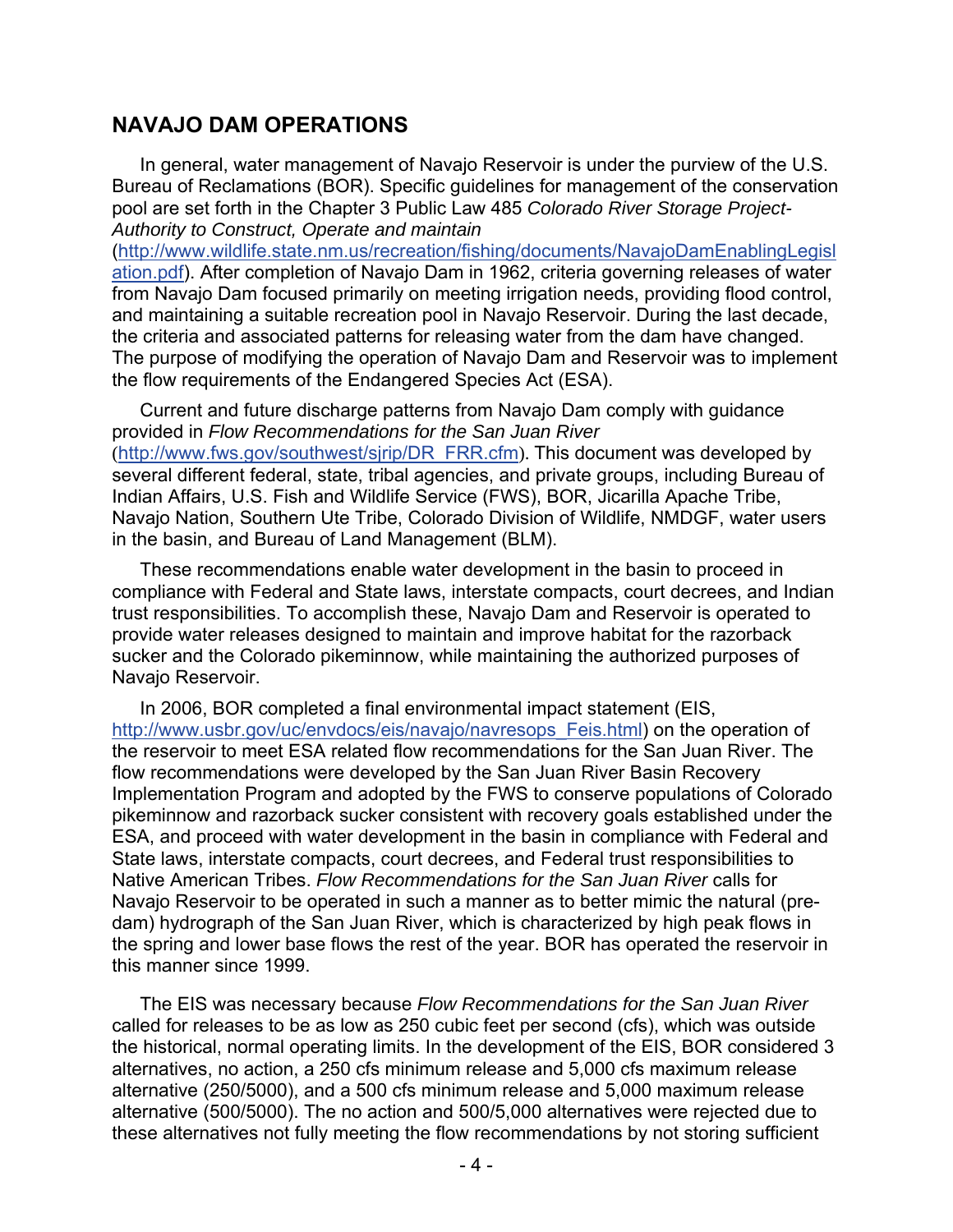## NAVAJO DAM OPERATIONS

In general, water management of Navajo Reservoir is under the purview of the U.S. Bureau of Reclamations (BOR). Specific guidelines for management of the conservation pool are set forth in the Chapter 3 Public Law 485 *Colorado River Storage Project-Authority to Construct, Operate and maintain* (http://www.wildlife.state.nm.us/recreation/fishing/documents/NavajoDamEnablingLegislation.pdf). After completion of Navajo Dam in 1962, criteria governing releases of water from Navajo Dam focused primarily on meeting irrigation needs, providing flood control, and maintaining a suitable recreation pool in Navajo Reservoir. During the last decade, the criteria and associated patterns for releasing water from the dam have changed. The purpose of modifying the operation of Navajo Dam and Reservoir was to implement the flow requirements of the Endangered Species Act (ESA).

Current and future discharge patterns from Navajo Dam comply with guidance provided in *Flow Recommendations for the San Juan River* (http://www.fws.gov/southwest/sjrip/DR_FRR.cfm). This document was developed by several different federal, state, tribal agencies, and private groups, including Bureau of Indian Affairs, U.S. Fish and Wildlife Service (FWS), BOR, Jicarilla Apache Tribe, Navajo Nation, Southern Ute Tribe, Colorado Division of Wildlife, NMDGF, water users in the basin, and Bureau of Land Management (BLM).

These recommendations enable water development in the basin to proceed in compliance with Federal and State laws, interstate compacts, court decrees, and Indian trust responsibilities. To accomplish these, Navajo Dam and Reservoir is operated to provide water releases designed to maintain and improve habitat for the razorback sucker and the Colorado pikeminnow, while maintaining the authorized purposes of Navajo Reservoir.

In 2006, BOR completed a final environmental impact statement (EIS, http://www.usbr.gov/uc/envdocs/eis/navajo/navresops_Feis.html) on the operation of the reservoir to meet ESA related flow recommendations for the San Juan River. The flow recommendations were developed by the San Juan River Basin Recovery Implementation Program and adopted by the FWS to conserve populations of Colorado pikeminnow and razorback sucker consistent with recovery goals established under the ESA, and proceed with water development in the basin in compliance with Federal and State laws, interstate compacts, court decrees, and Federal trust responsibilities to Native American Tribes. *Flow Recommendations for the San Juan River* calls for Navajo Reservoir to be operated in such a manner as to better mimic the natural (pre-dam) hydrograph of the San Juan River, which is characterized by high peak flows in the spring and lower base flows the rest of the year. BOR has operated the reservoir in this manner since 1999.

The EIS was necessary because *Flow Recommendations for the San Juan River* called for releases to be as low as 250 cubic feet per second (cfs), which was outside the historical, normal operating limits. In the development of the EIS, BOR considered 3 alternatives, no action, a 250 cfs minimum release and 5,000 cfs maximum release alternative (250/5000), and a 500 cfs minimum release and 5,000 maximum release alternative (500/5000). The no action and 500/5,000 alternatives were rejected due to these alternatives not fully meeting the flow recommendations by not storing sufficient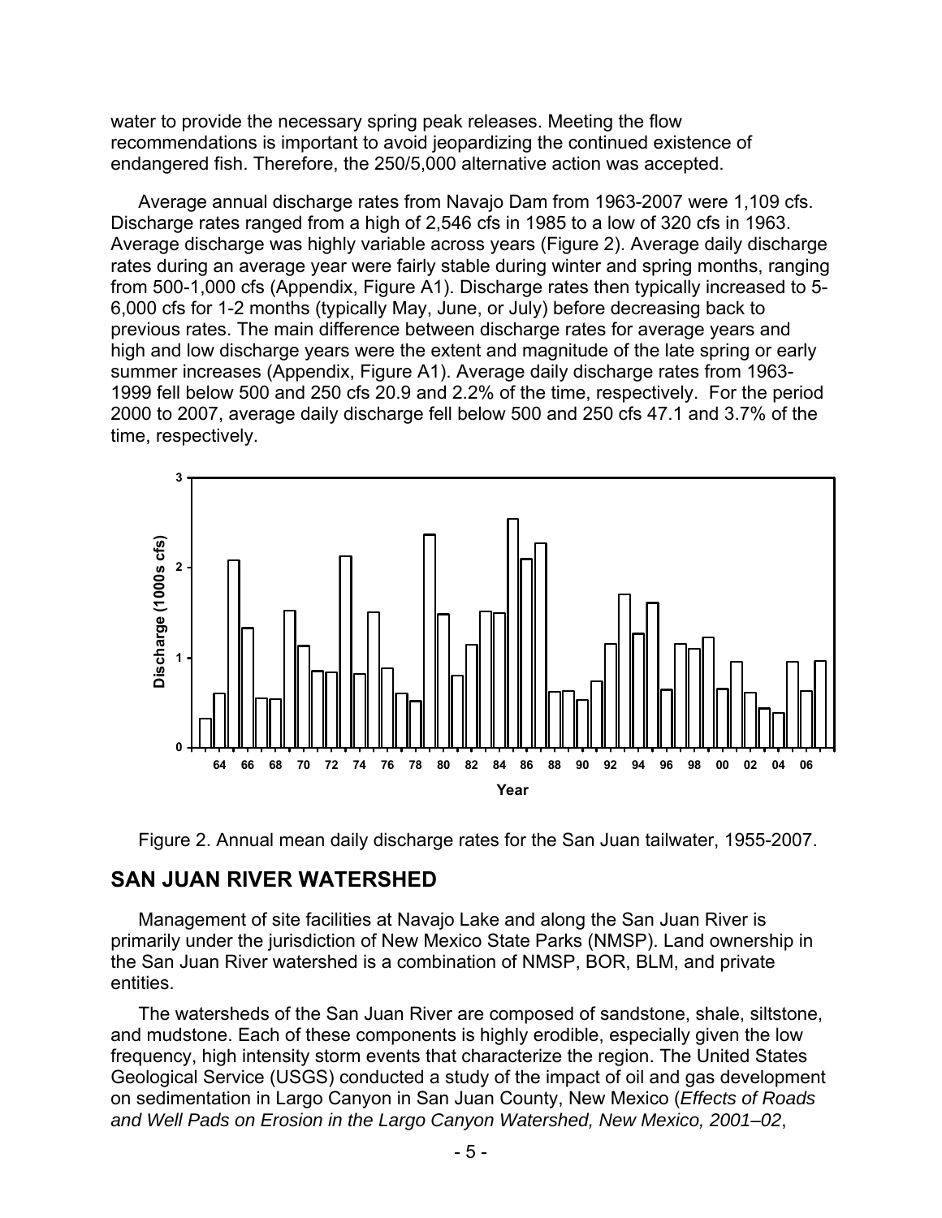water to provide the necessary spring peak releases. Meeting the flow recommendations is important to avoid jeopardizing the continued existence of endangered fish. Therefore, the 250/5,000 alternative action was accepted.

Average annual discharge rates from Navajo Dam from 1963-2007 were 1,109 cfs. Discharge rates ranged from a high of 2,546 cfs in 1985 to a low of 320 cfs in 1963. Average discharge was highly variable across years (Figure 2). Average daily discharge rates during an average year were fairly stable during winter and spring months, ranging from 500-1,000 cfs (Appendix, Figure A1). Discharge rates then typically increased to 5-6,000 cfs for 1-2 months (typically May, June, or July) before decreasing back to previous rates. The main difference between discharge rates for average years and high and low discharge years were the extent and magnitude of the late spring or early summer increases (Appendix, Figure A1). Average daily discharge rates from 1963-1999 fell below 500 and 250 cfs 20.9 and 2.2% of the time, respectively. For the period 2000 to 2007, average daily discharge fell below 500 and 250 cfs 47.1 and 3.7% of the time, respectively.

Figure 2. Annual mean daily discharge rates for the San Juan tailwater, 1955-2007.

## SAN JUAN RIVER WATERSHED

Management of site facilities at Navajo Lake and along the San Juan River is primarily under the jurisdiction of New Mexico State Parks (NMSP). Land ownership in the San Juan River watershed is a combination of NMSP, BOR, BLM, and private entities.

The watersheds of the San Juan River are composed of sandstone, shale, siltstone, and mudstone. Each of these components is highly erodible, especially given the low frequency, high intensity storm events that characterize the region. The United States Geological Service (USGS) conducted a study of the impact of oil and gas development on sedimentation in Largo Canyon in San Juan County, New Mexico (*Effects of Roads and Well Pads on Erosion in the Largo Canyon Watershed, New Mexico, 2001–02*,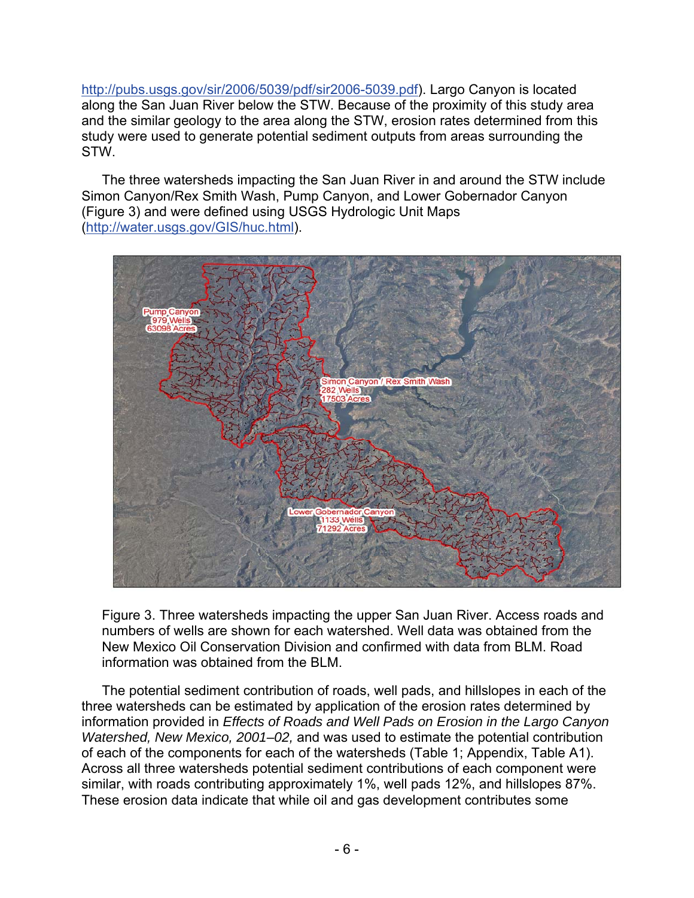http://pubs.usgs.gov/sir/2006/5039/pdf/sir2006-5039.pdf). Largo Canyon is located along the San Juan River below the STW. Because of the proximity of this study area and the similar geology to the area along the STW, erosion rates determined from this study were used to generate potential sediment outputs from areas surrounding the STW.

The three watersheds impacting the San Juan River in and around the STW include Simon Canyon/Rex Smith Wash, Pump Canyon, and Lower Gobernador Canyon (Figure 3) and were defined using USGS Hydrologic Unit Maps (http://water.usgs.gov/GIS/huc.html).

Figure 3. Three watersheds impacting the upper San Juan River. Access roads and numbers of wells are shown for each watershed. Well data was obtained from the New Mexico Oil Conservation Division and confirmed with data from BLM. Road information was obtained from the BLM.

The potential sediment contribution of roads, well pads, and hillslopes in each of the three watersheds can be estimated by application of the erosion rates determined by information provided in *Effects of Roads and Well Pads on Erosion in the Largo Canyon Watershed, New Mexico, 2001–02,* and was used to estimate the potential contribution of each of the components for each of the watersheds (Table 1; Appendix, Table A1). Across all three watersheds potential sediment contributions of each component were similar, with roads contributing approximately 1%, well pads 12%, and hillslopes 87%. These erosion data indicate that while oil and gas development contributes some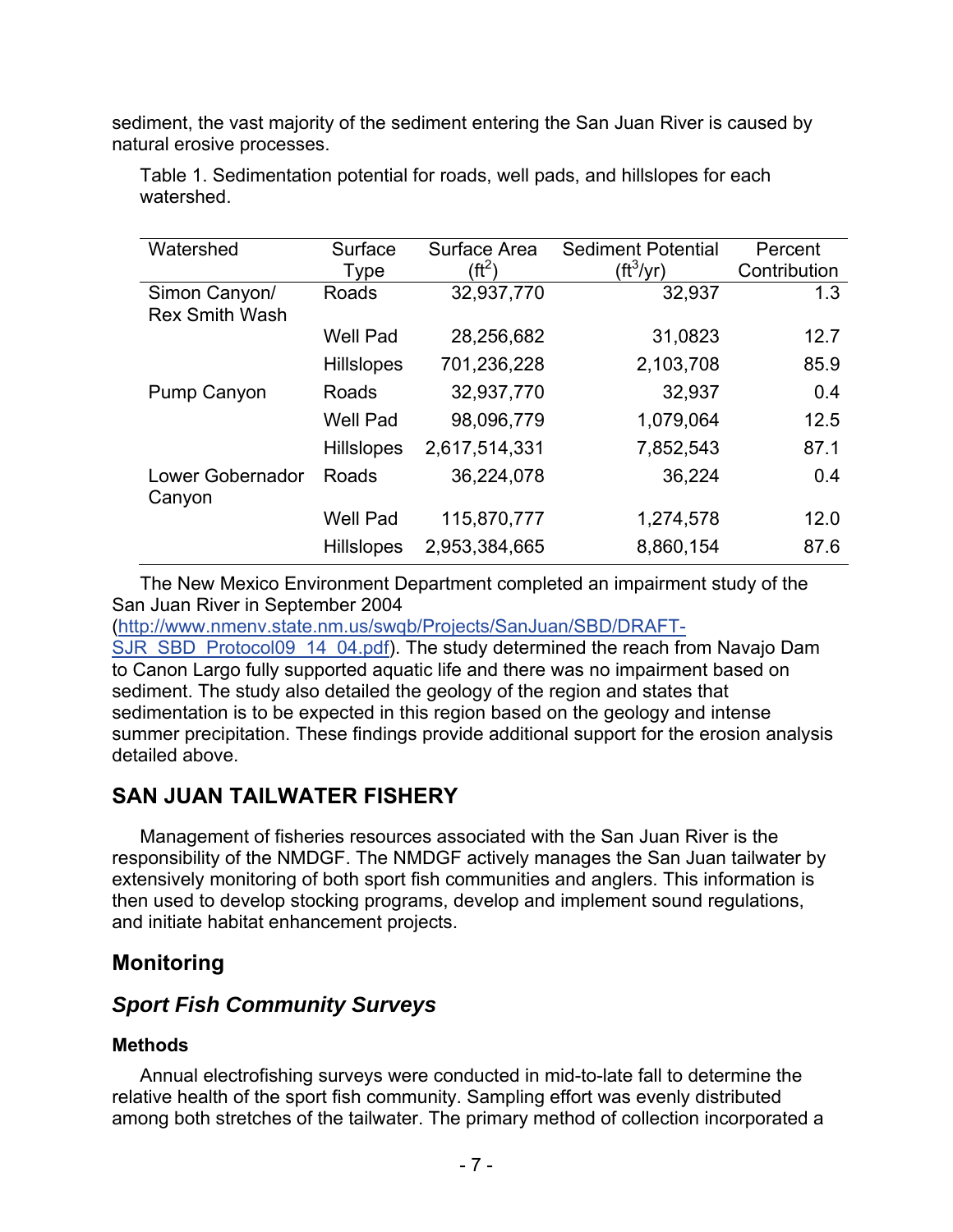sediment, the vast majority of the sediment entering the San Juan River is caused by natural erosive processes.

Table 1. Sedimentation potential for roads, well pads, and hillslopes for each watershed.

| Watershed | Surface Type | Surface Area ($ft^2$) | Sediment Potential ($ft^3$/yr) | Percent Contribution |
|---|---|---|---|---|
| Simon Canyon/ Rex Smith Wash | Roads | 32,937,770 | 32,937 | 1.3 |
| | Well Pad | 28,256,682 | 31,0823 | 12.7 |
| | Hillslopes | 701,236,228 | 2,103,708 | 85.9 |
| Pump Canyon | Roads | 32,937,770 | 32,937 | 0.4 |
| | Well Pad | 98,096,779 | 1,079,064 | 12.5 |
| | Hillslopes | 2,617,514,331 | 7,852,543 | 87.1 |
| Lower Gobernador Canyon | Roads | 36,224,078 | 36,224 | 0.4 |
| | Well Pad | 115,870,777 | 1,274,578 | 12.0 |
| | Hillslopes | 2,953,384,665 | 8,860,154 | 87.6 |

The New Mexico Environment Department completed an impairment study of the San Juan River in September 2004 (http://www.nmenv.state.nm.us/swqb/Projects/SanJuan/SBD/DRAFT-SJR_SBD_Protocol09_14_04.pdf). The study determined the reach from Navajo Dam to Canon Largo fully supported aquatic life and there was no impairment based on sediment. The study also detailed the geology of the region and states that sedimentation is to be expected in this region based on the geology and intense summer precipitation. These findings provide additional support for the erosion analysis detailed above.

## SAN JUAN TAILWATER FISHERY

Management of fisheries resources associated with the San Juan River is the responsibility of the NMDGF. The NMDGF actively manages the San Juan tailwater by extensively monitoring of both sport fish communities and anglers. This information is then used to develop stocking programs, develop and implement sound regulations, and initiate habitat enhancement projects.

## Monitoring

### *Sport Fish Community Surveys*

#### Methods

Annual electrofishing surveys were conducted in mid-to-late fall to determine the relative health of the sport fish community. Sampling effort was evenly distributed among both stretches of the tailwater. The primary method of collection incorporated a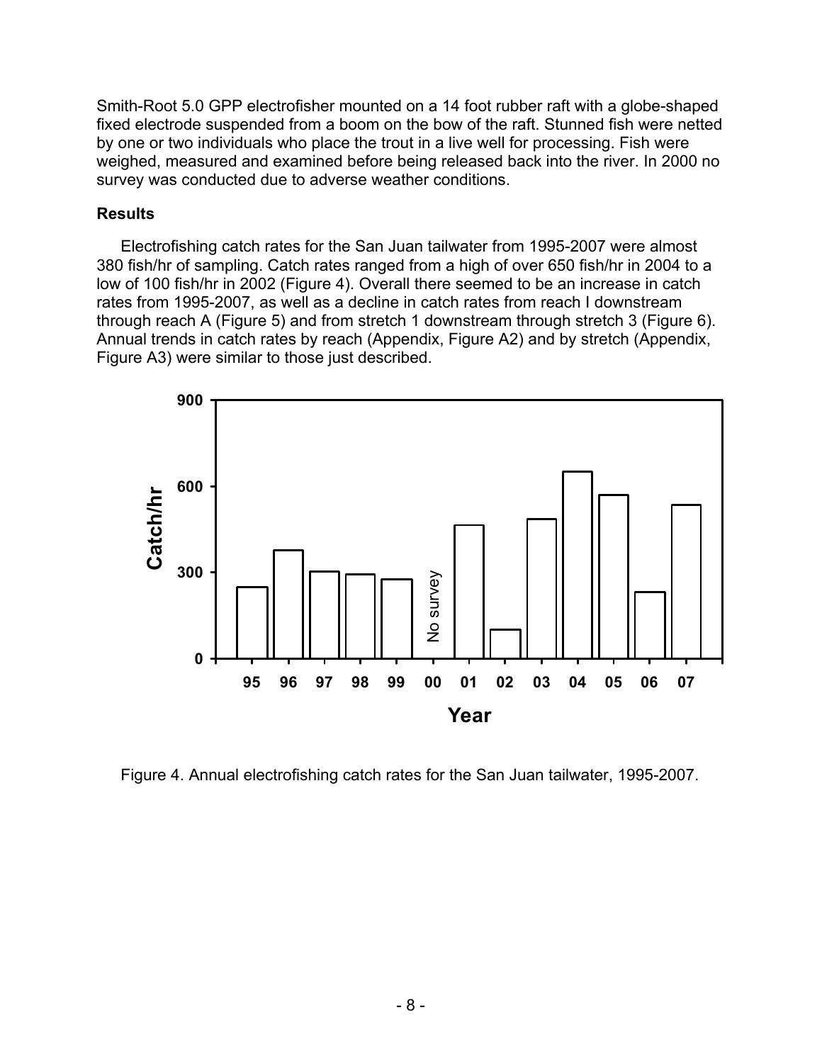Smith-Root 5.0 GPP electrofisher mounted on a 14 foot rubber raft with a globe-shaped fixed electrode suspended from a boom on the bow of the raft. Stunned fish were netted by one or two individuals who place the trout in a live well for processing. Fish were weighed, measured and examined before being released back into the river. In 2000 no survey was conducted due to adverse weather conditions.

## Results

Electrofishing catch rates for the San Juan tailwater from 1995-2007 were almost 380 fish/hr of sampling. Catch rates ranged from a high of over 650 fish/hr in 2004 to a low of 100 fish/hr in 2002 (Figure 4). Overall there seemed to be an increase in catch rates from 1995-2007, as well as a decline in catch rates from reach I downstream through reach A (Figure 5) and from stretch 1 downstream through stretch 3 (Figure 6). Annual trends in catch rates by reach (Appendix, Figure A2) and by stretch (Appendix, Figure A3) were similar to those just described.

Figure 4. Annual electrofishing catch rates for the San Juan tailwater, 1995-2007.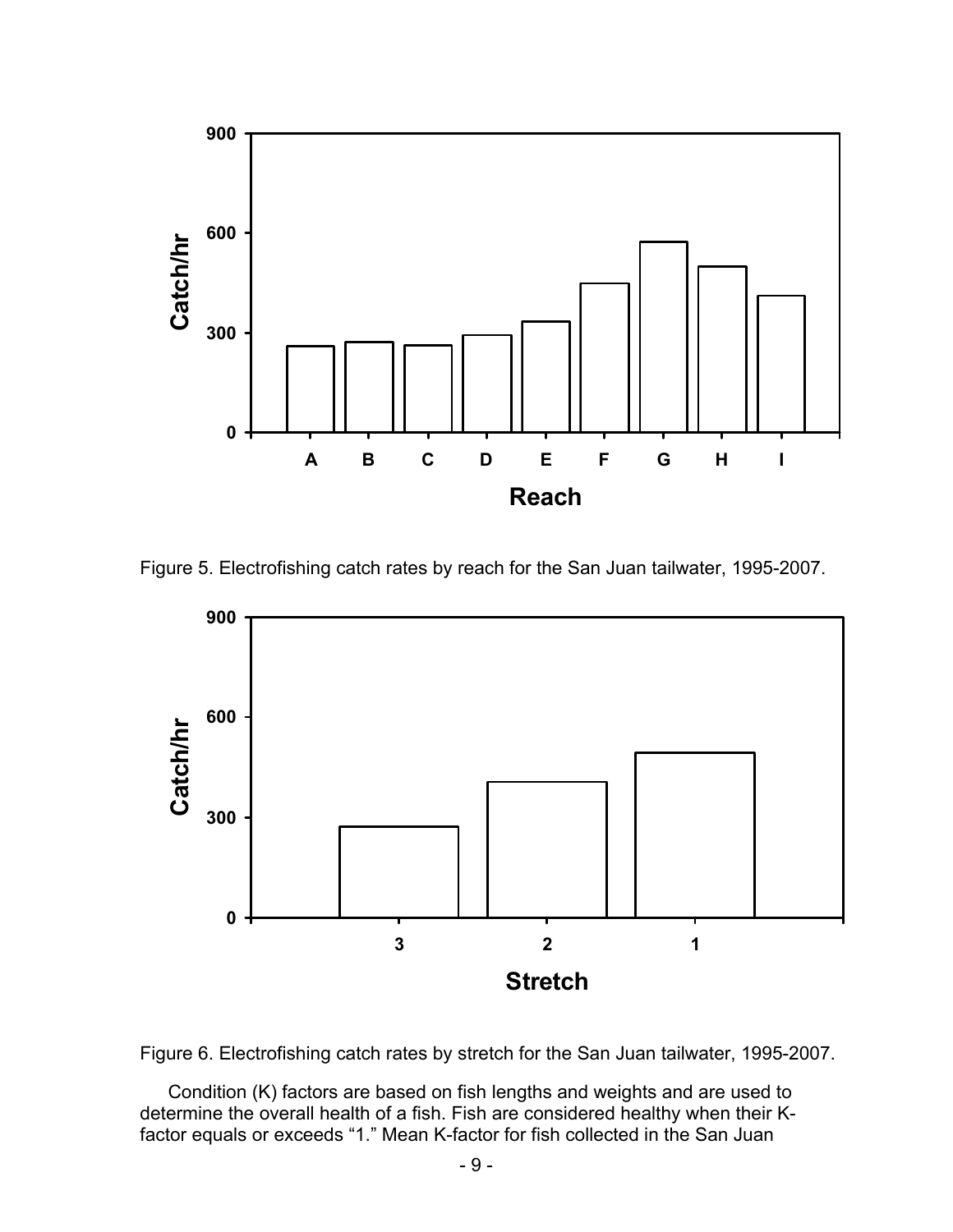Figure 5. Electrofishing catch rates by reach for the San Juan tailwater, 1995-2007.

Figure 6. Electrofishing catch rates by stretch for the San Juan tailwater, 1995-2007.

Condition (K) factors are based on fish lengths and weights and are used to determine the overall health of a fish. Fish are considered healthy when their K-factor equals or exceeds "1." Mean K-factor for fish collected in the San Juan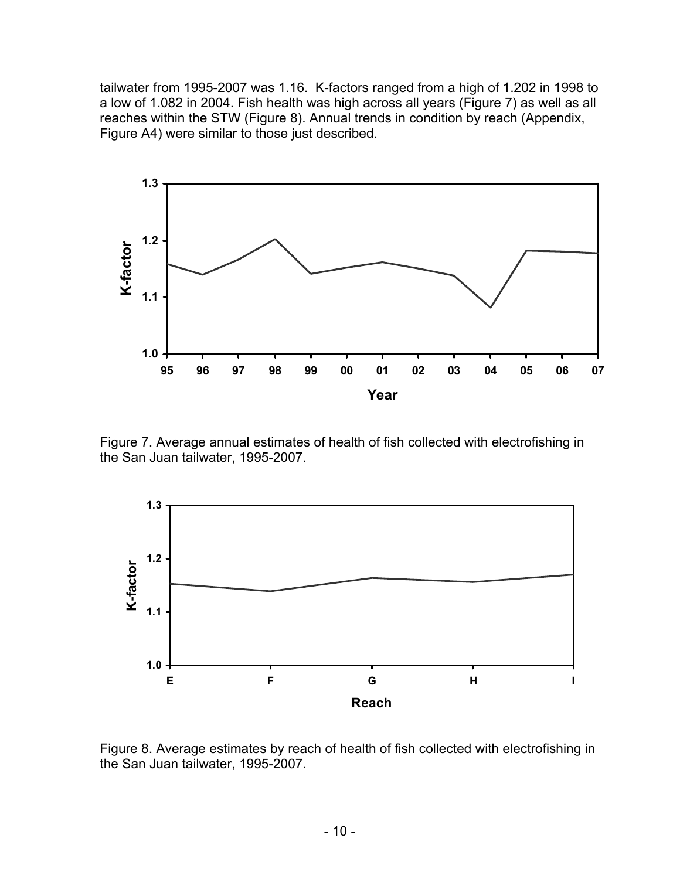tailwater from 1995-2007 was 1.16. K-factors ranged from a high of 1.202 in 1998 to a low of 1.082 in 2004. Fish health was high across all years (Figure 7) as well as all reaches within the STW (Figure 8). Annual trends in condition by reach (Appendix, Figure A4) were similar to those just described.

Figure 7. Average annual estimates of health of fish collected with electrofishing in the San Juan tailwater, 1995-2007.

Figure 8. Average estimates by reach of health of fish collected with electrofishing in the San Juan tailwater, 1995-2007.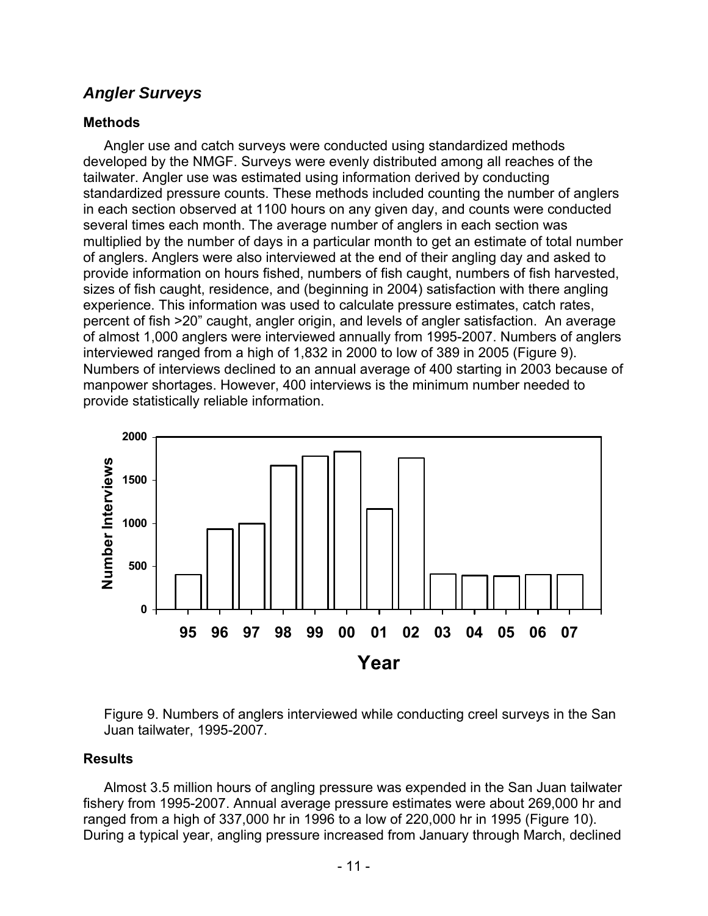## *Angler Surveys*

### Methods

Angler use and catch surveys were conducted using standardized methods developed by the NMGF. Surveys were evenly distributed among all reaches of the tailwater. Angler use was estimated using information derived by conducting standardized pressure counts. These methods included counting the number of anglers in each section observed at 1100 hours on any given day, and counts were conducted several times each month. The average number of anglers in each section was multiplied by the number of days in a particular month to get an estimate of total number of anglers. Anglers were also interviewed at the end of their angling day and asked to provide information on hours fished, numbers of fish caught, numbers of fish harvested, sizes of fish caught, residence, and (beginning in 2004) satisfaction with there angling experience. This information was used to calculate pressure estimates, catch rates, percent of fish >20" caught, angler origin, and levels of angler satisfaction. An average of almost 1,000 anglers were interviewed annually from 1995-2007. Numbers of anglers interviewed ranged from a high of 1,832 in 2000 to low of 389 in 2005 (Figure 9). Numbers of interviews declined to an annual average of 400 starting in 2003 because of manpower shortages. However, 400 interviews is the minimum number needed to provide statistically reliable information.

Figure 9. Numbers of anglers interviewed while conducting creel surveys in the San Juan tailwater, 1995-2007.

### Results

Almost 3.5 million hours of angling pressure was expended in the San Juan tailwater fishery from 1995-2007. Annual average pressure estimates were about 269,000 hr and ranged from a high of 337,000 hr in 1996 to a low of 220,000 hr in 1995 (Figure 10). During a typical year, angling pressure increased from January through March, declined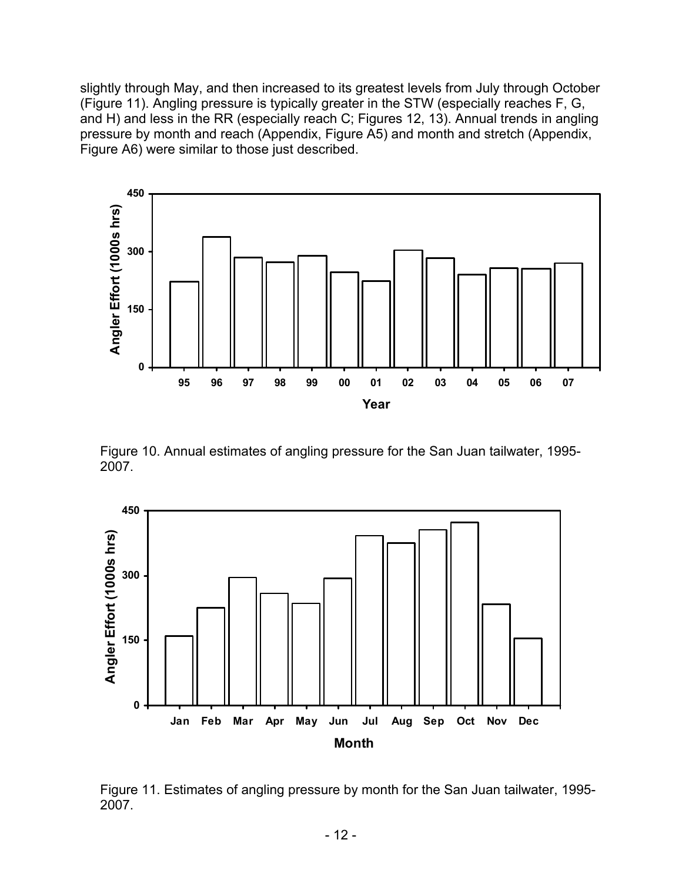slightly through May, and then increased to its greatest levels from July through October (Figure 11). Angling pressure is typically greater in the STW (especially reaches F, G, and H) and less in the RR (especially reach C; Figures 12, 13). Annual trends in angling pressure by month and reach (Appendix, Figure A5) and month and stretch (Appendix, Figure A6) were similar to those just described.

Figure 10. Annual estimates of angling pressure for the San Juan tailwater, 1995-2007.

Figure 11. Estimates of angling pressure by month for the San Juan tailwater, 1995-2007.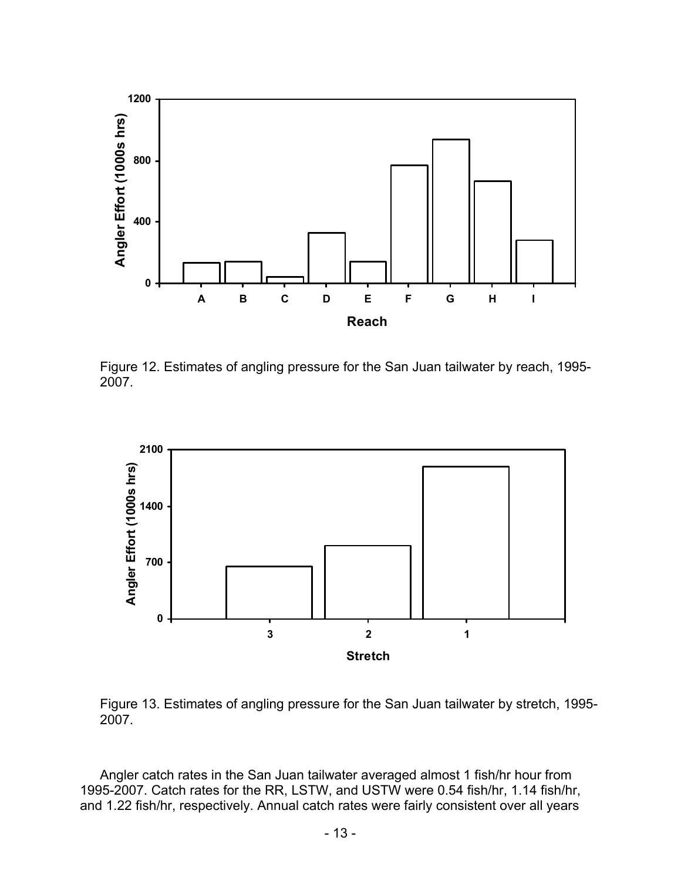Figure 12. Estimates of angling pressure for the San Juan tailwater by reach, 1995-2007.

Figure 13. Estimates of angling pressure for the San Juan tailwater by stretch, 1995-2007.

Angler catch rates in the San Juan tailwater averaged almost 1 fish/hr hour from 1995-2007. Catch rates for the RR, LSTW, and USTW were 0.54 fish/hr, 1.14 fish/hr, and 1.22 fish/hr, respectively. Annual catch rates were fairly consistent over all years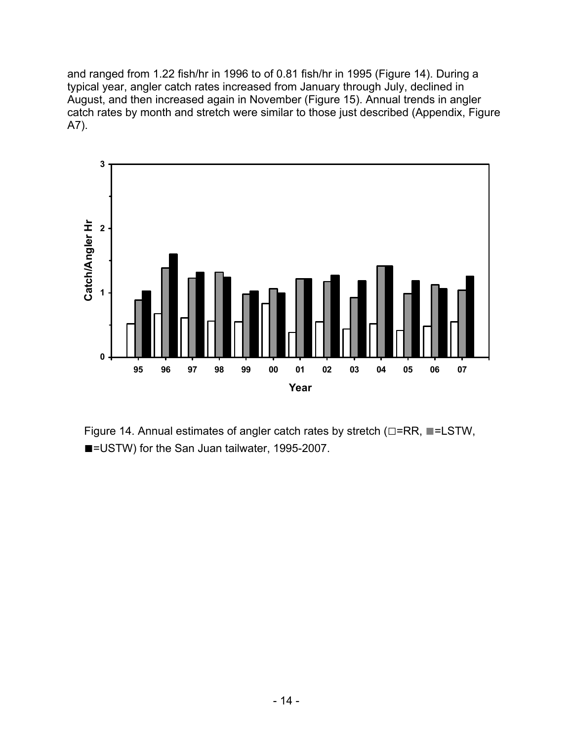and ranged from 1.22 fish/hr in 1996 to of 0.81 fish/hr in 1995 (Figure 14). During a typical year, angler catch rates increased from January through July, declined in August, and then increased again in November (Figure 15). Annual trends in angler catch rates by month and stretch were similar to those just described (Appendix, Figure A7).

Figure 14. Annual estimates of angler catch rates by stretch (□=RR, ■=LSTW, ■=USTW) for the San Juan tailwater, 1995-2007.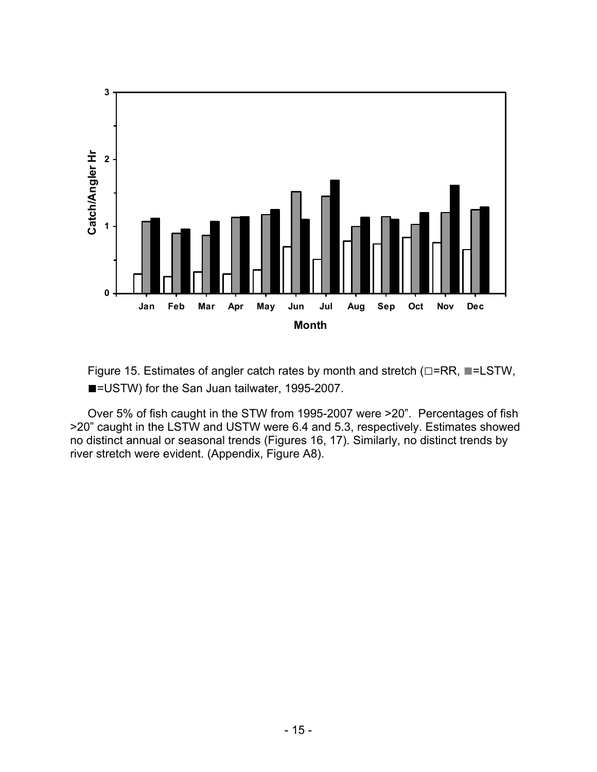Figure 15. Estimates of angler catch rates by month and stretch (□=RR, ■=LSTW, ■=USTW) for the San Juan tailwater, 1995-2007.

Over 5% of fish caught in the STW from 1995-2007 were >20". Percentages of fish >20" caught in the LSTW and USTW were 6.4 and 5.3, respectively. Estimates showed no distinct annual or seasonal trends (Figures 16, 17). Similarly, no distinct trends by river stretch were evident. (Appendix, Figure A8).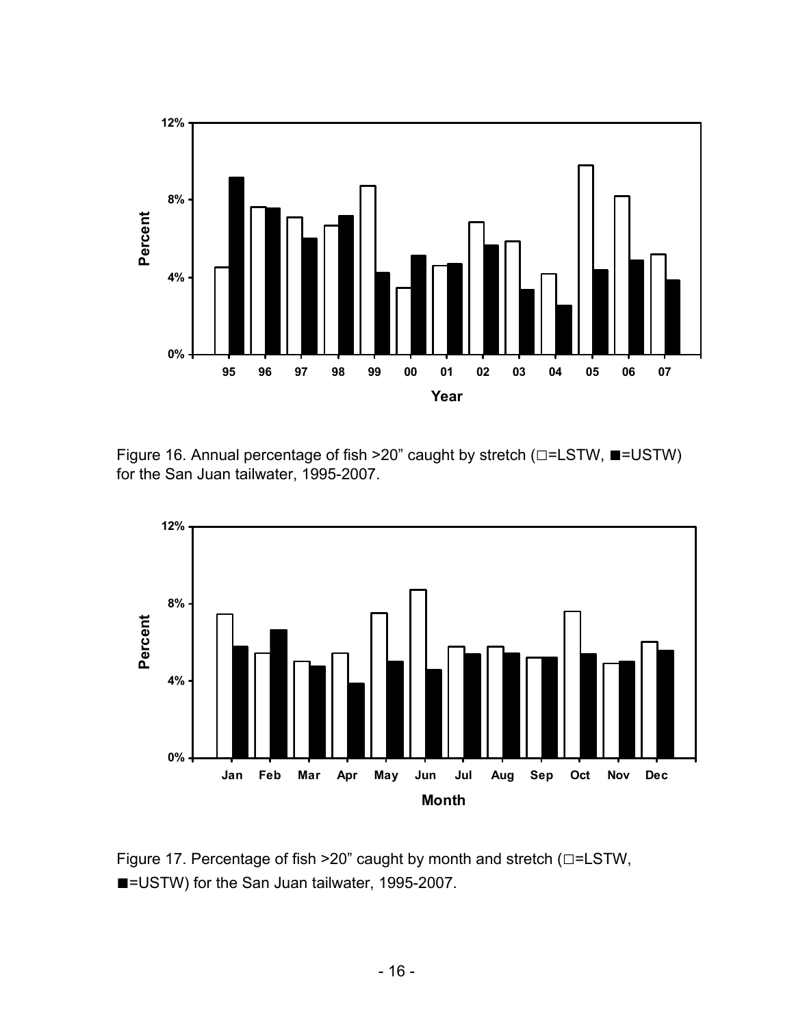Figure 16. Annual percentage of fish >20" caught by stretch (□=LSTW, ■=USTW) for the San Juan tailwater, 1995-2007.

Figure 17. Percentage of fish >20" caught by month and stretch (□=LSTW, ■=USTW) for the San Juan tailwater, 1995-2007.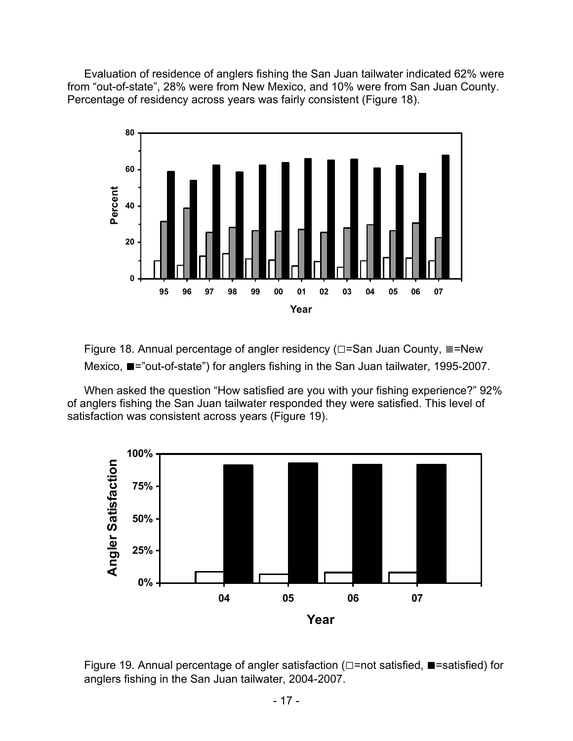Evaluation of residence of anglers fishing the San Juan tailwater indicated 62% were from “out-of-state”, 28% were from New Mexico, and 10% were from San Juan County. Percentage of residency across years was fairly consistent (Figure 18).

Figure 18. Annual percentage of angler residency (□=San Juan County, ■=New Mexico, ■=”out-of-state”) for anglers fishing in the San Juan tailwater, 1995-2007.

When asked the question “How satisfied are you with your fishing experience?” 92% of anglers fishing the San Juan tailwater responded they were satisfied. This level of satisfaction was consistent across years (Figure 19).

Figure 19. Annual percentage of angler satisfaction (□=not satisfied, ■=satisfied) for anglers fishing in the San Juan tailwater, 2004-2007.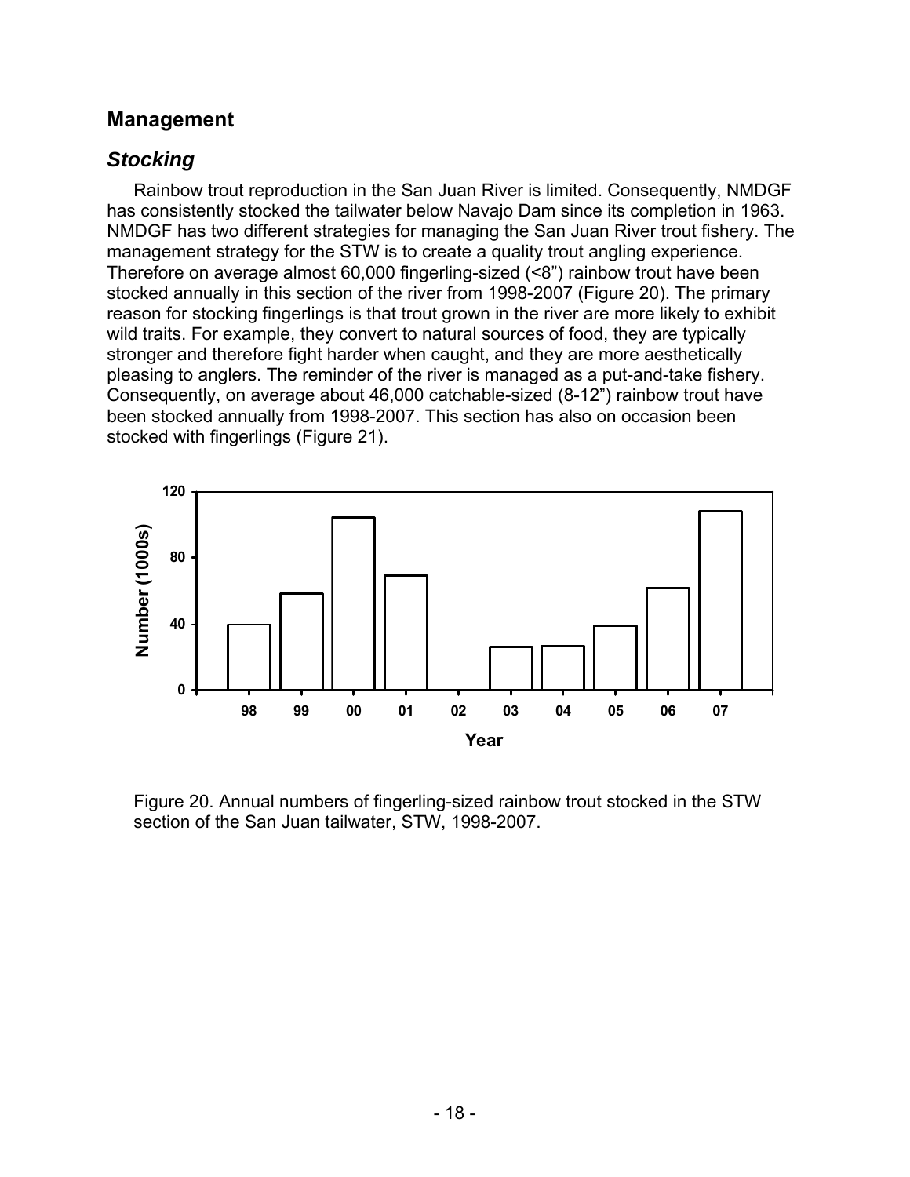## Management

### *Stocking*

Rainbow trout reproduction in the San Juan River is limited. Consequently, NMDGF has consistently stocked the tailwater below Navajo Dam since its completion in 1963. NMDGF has two different strategies for managing the San Juan River trout fishery. The management strategy for the STW is to create a quality trout angling experience. Therefore on average almost 60,000 fingerling-sized (<8") rainbow trout have been stocked annually in this section of the river from 1998-2007 (Figure 20). The primary reason for stocking fingerlings is that trout grown in the river are more likely to exhibit wild traits. For example, they convert to natural sources of food, they are typically stronger and therefore fight harder when caught, and they are more aesthetically pleasing to anglers. The reminder of the river is managed as a put-and-take fishery. Consequently, on average about 46,000 catchable-sized (8-12") rainbow trout have been stocked annually from 1998-2007. This section has also on occasion been stocked with fingerlings (Figure 21).

Figure 20. Annual numbers of fingerling-sized rainbow trout stocked in the STW section of the San Juan tailwater, STW, 1998-2007.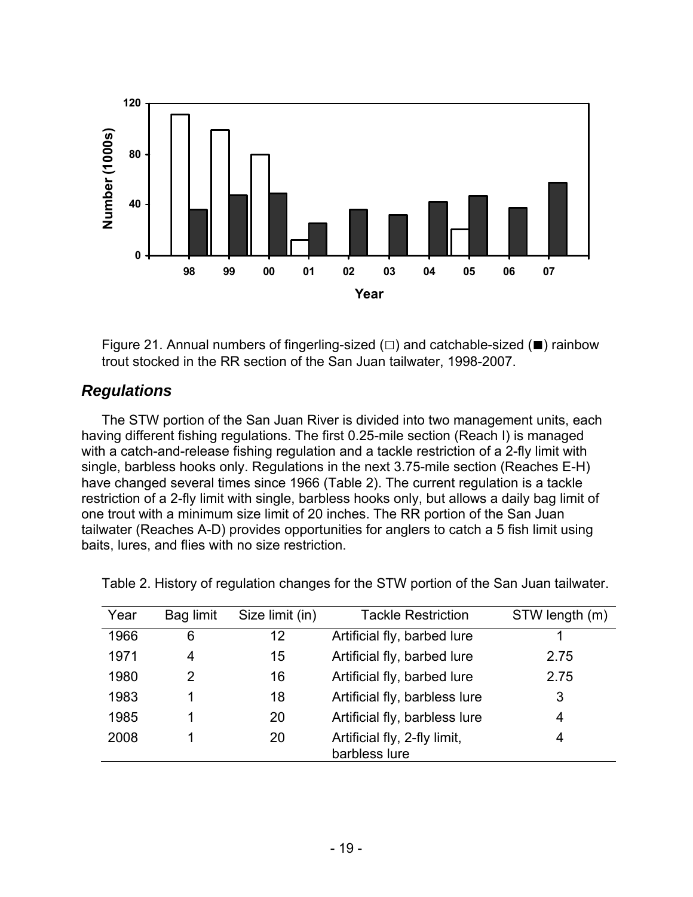Figure 21. Annual numbers of fingerling-sized (□) and catchable-sized (■) rainbow trout stocked in the RR section of the San Juan tailwater, 1998-2007.

## *Regulations*

The STW portion of the San Juan River is divided into two management units, each having different fishing regulations. The first 0.25-mile section (Reach I) is managed with a catch-and-release fishing regulation and a tackle restriction of a 2-fly limit with single, barbless hooks only. Regulations in the next 3.75-mile section (Reaches E-H) have changed several times since 1966 (Table 2). The current regulation is a tackle restriction of a 2-fly limit with single, barbless hooks only, but allows a daily bag limit of one trout with a minimum size limit of 20 inches. The RR portion of the San Juan tailwater (Reaches A-D) provides opportunities for anglers to catch a 5 fish limit using baits, lures, and flies with no size restriction.

Table 2. History of regulation changes for the STW portion of the San Juan tailwater.

| Year | Bag limit | Size limit (in) | Tackle Restriction | STW length (m) |
|---|---|---|---|---|
| 1966 | 6 | 12 | Artificial fly, barbed lure | 1 |
| 1971 | 4 | 15 | Artificial fly, barbed lure | 2.75 |
| 1980 | 2 | 16 | Artificial fly, barbed lure | 2.75 |
| 1983 | 1 | 18 | Artificial fly, barbless lure | 3 |
| 1985 | 1 | 20 | Artificial fly, barbless lure | 4 |
| 2008 | 1 | 20 | Artificial fly, 2-fly limit, barbless lure | 4 |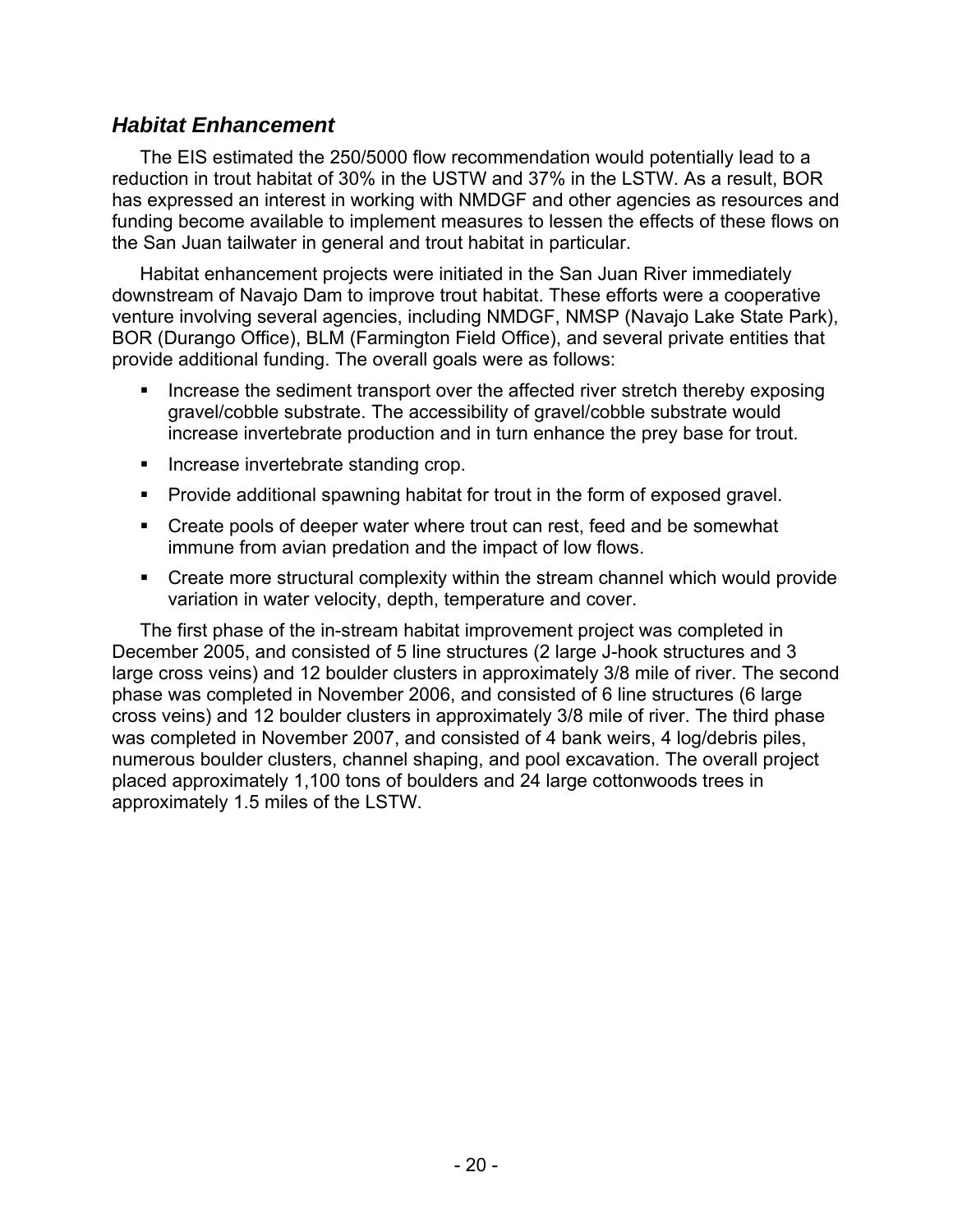## *Habitat Enhancement*

The EIS estimated the 250/5000 flow recommendation would potentially lead to a reduction in trout habitat of 30% in the USTW and 37% in the LSTW. As a result, BOR has expressed an interest in working with NMDGF and other agencies as resources and funding become available to implement measures to lessen the effects of these flows on the San Juan tailwater in general and trout habitat in particular.

Habitat enhancement projects were initiated in the San Juan River immediately downstream of Navajo Dam to improve trout habitat. These efforts were a cooperative venture involving several agencies, including NMDGF, NMSP (Navajo Lake State Park), BOR (Durango Office), BLM (Farmington Field Office), and several private entities that provide additional funding. The overall goals were as follows:

- Increase the sediment transport over the affected river stretch thereby exposing gravel/cobble substrate. The accessibility of gravel/cobble substrate would increase invertebrate production and in turn enhance the prey base for trout.
- Increase invertebrate standing crop.
- Provide additional spawning habitat for trout in the form of exposed gravel.
- Create pools of deeper water where trout can rest, feed and be somewhat immune from avian predation and the impact of low flows.
- Create more structural complexity within the stream channel which would provide variation in water velocity, depth, temperature and cover.

The first phase of the in-stream habitat improvement project was completed in December 2005, and consisted of 5 line structures (2 large J-hook structures and 3 large cross veins) and 12 boulder clusters in approximately 3/8 mile of river. The second phase was completed in November 2006, and consisted of 6 line structures (6 large cross veins) and 12 boulder clusters in approximately 3/8 mile of river. The third phase was completed in November 2007, and consisted of 4 bank weirs, 4 log/debris piles, numerous boulder clusters, channel shaping, and pool excavation. The overall project placed approximately 1,100 tons of boulders and 24 large cottonwoods trees in approximately 1.5 miles of the LSTW.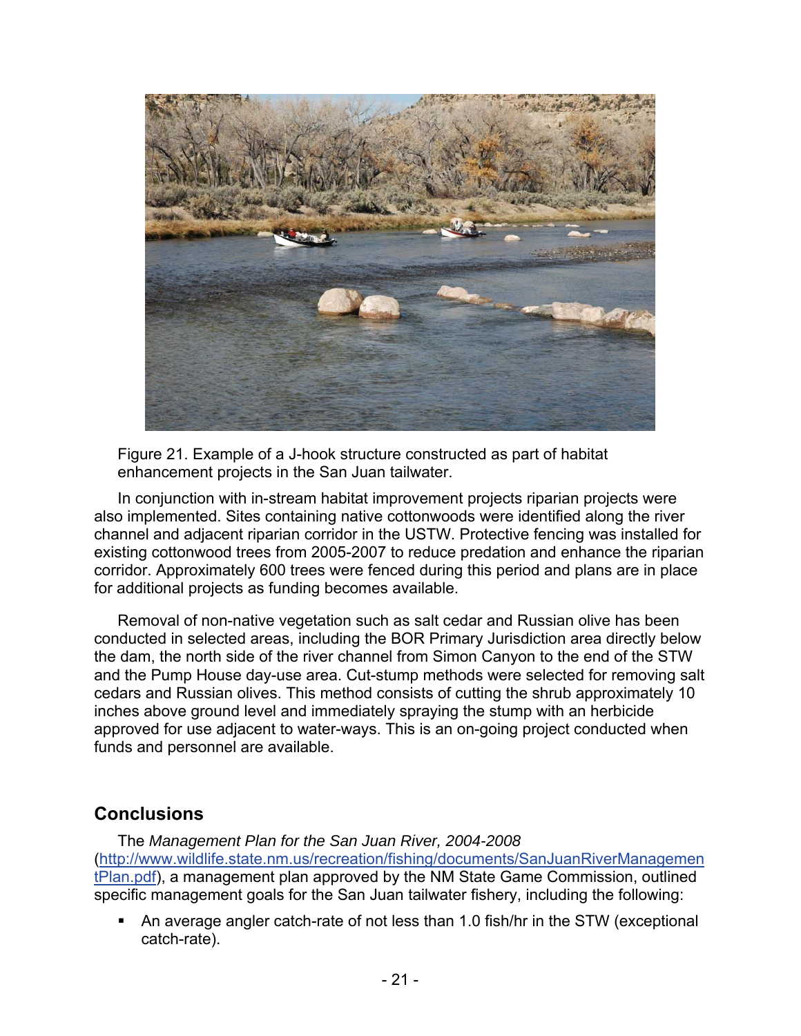Figure 21. Example of a J-hook structure constructed as part of habitat enhancement projects in the San Juan tailwater.

In conjunction with in-stream habitat improvement projects riparian projects were also implemented. Sites containing native cottonwoods were identified along the river channel and adjacent riparian corridor in the USTW. Protective fencing was installed for existing cottonwood trees from 2005-2007 to reduce predation and enhance the riparian corridor. Approximately 600 trees were fenced during this period and plans are in place for additional projects as funding becomes available.

Removal of non-native vegetation such as salt cedar and Russian olive has been conducted in selected areas, including the BOR Primary Jurisdiction area directly below the dam, the north side of the river channel from Simon Canyon to the end of the STW and the Pump House day-use area. Cut-stump methods were selected for removing salt cedars and Russian olives. This method consists of cutting the shrub approximately 10 inches above ground level and immediately spraying the stump with an herbicide approved for use adjacent to water-ways. This is an on-going project conducted when funds and personnel are available.

## Conclusions

The *Management Plan for the San Juan River, 2004-2008* (http://www.wildlife.state.nm.us/recreation/fishing/documents/SanJuanRiverManagementPlan.pdf), a management plan approved by the NM State Game Commission, outlined specific management goals for the San Juan tailwater fishery, including the following:

- An average angler catch-rate of not less than 1.0 fish/hr in the STW (exceptional catch-rate).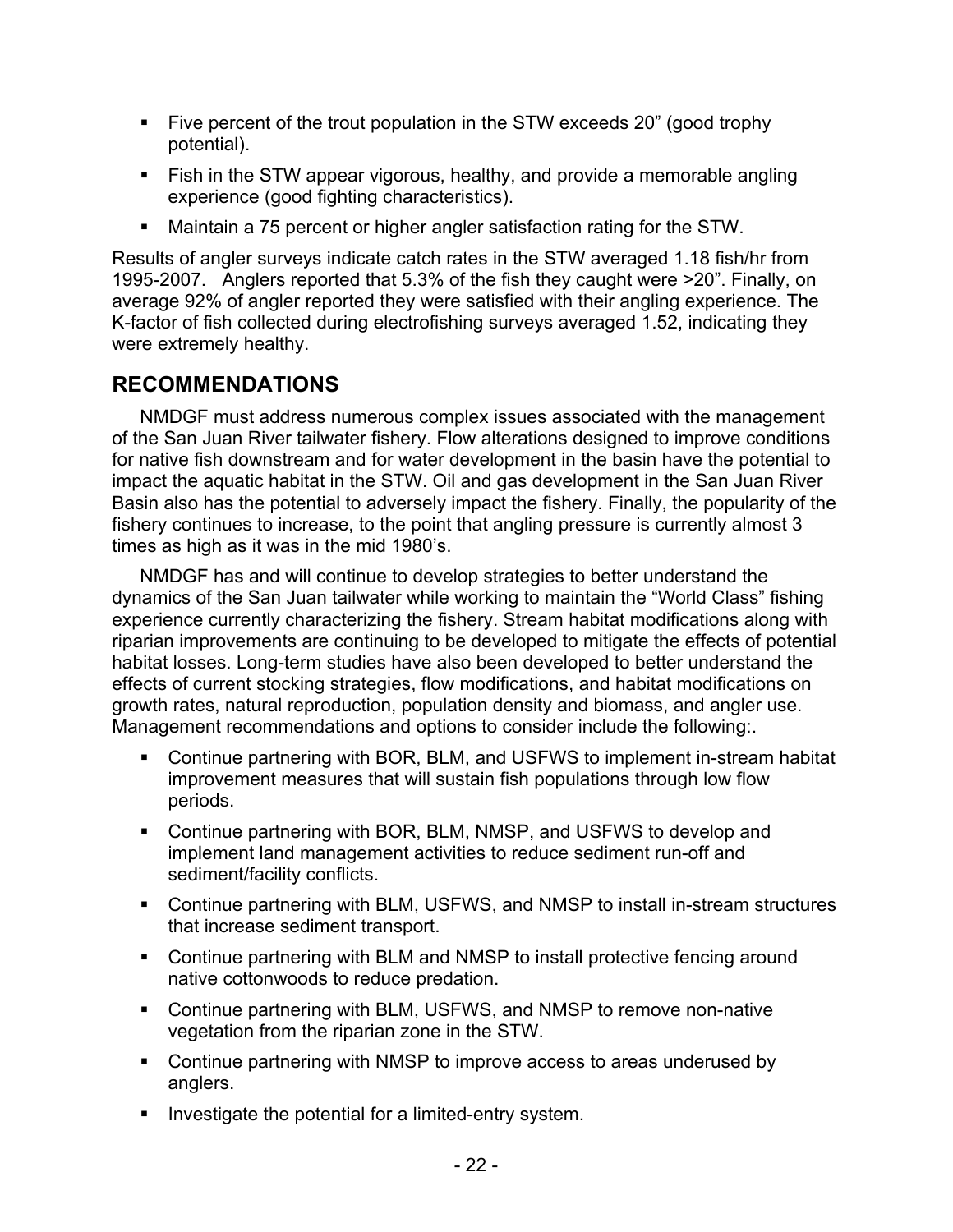- Five percent of the trout population in the STW exceeds 20" (good trophy potential).
- Fish in the STW appear vigorous, healthy, and provide a memorable angling experience (good fighting characteristics).
- Maintain a 75 percent or higher angler satisfaction rating for the STW.

Results of angler surveys indicate catch rates in the STW averaged 1.18 fish/hr from 1995-2007. Anglers reported that 5.3% of the fish they caught were >20". Finally, on average 92% of angler reported they were satisfied with their angling experience. The K-factor of fish collected during electrofishing surveys averaged 1.52, indicating they were extremely healthy.

## RECOMMENDATIONS

NMDGF must address numerous complex issues associated with the management of the San Juan River tailwater fishery. Flow alterations designed to improve conditions for native fish downstream and for water development in the basin have the potential to impact the aquatic habitat in the STW. Oil and gas development in the San Juan River Basin also has the potential to adversely impact the fishery. Finally, the popularity of the fishery continues to increase, to the point that angling pressure is currently almost 3 times as high as it was in the mid 1980's.

NMDGF has and will continue to develop strategies to better understand the dynamics of the San Juan tailwater while working to maintain the "World Class" fishing experience currently characterizing the fishery. Stream habitat modifications along with riparian improvements are continuing to be developed to mitigate the effects of potential habitat losses. Long-term studies have also been developed to better understand the effects of current stocking strategies, flow modifications, and habitat modifications on growth rates, natural reproduction, population density and biomass, and angler use. Management recommendations and options to consider include the following:.

- Continue partnering with BOR, BLM, and USFWS to implement in-stream habitat improvement measures that will sustain fish populations through low flow periods.
- Continue partnering with BOR, BLM, NMSP, and USFWS to develop and implement land management activities to reduce sediment run-off and sediment/facility conflicts.
- Continue partnering with BLM, USFWS, and NMSP to install in-stream structures that increase sediment transport.
- Continue partnering with BLM and NMSP to install protective fencing around native cottonwoods to reduce predation.
- Continue partnering with BLM, USFWS, and NMSP to remove non-native vegetation from the riparian zone in the STW.
- Continue partnering with NMSP to improve access to areas underused by anglers.
- Investigate the potential for a limited-entry system.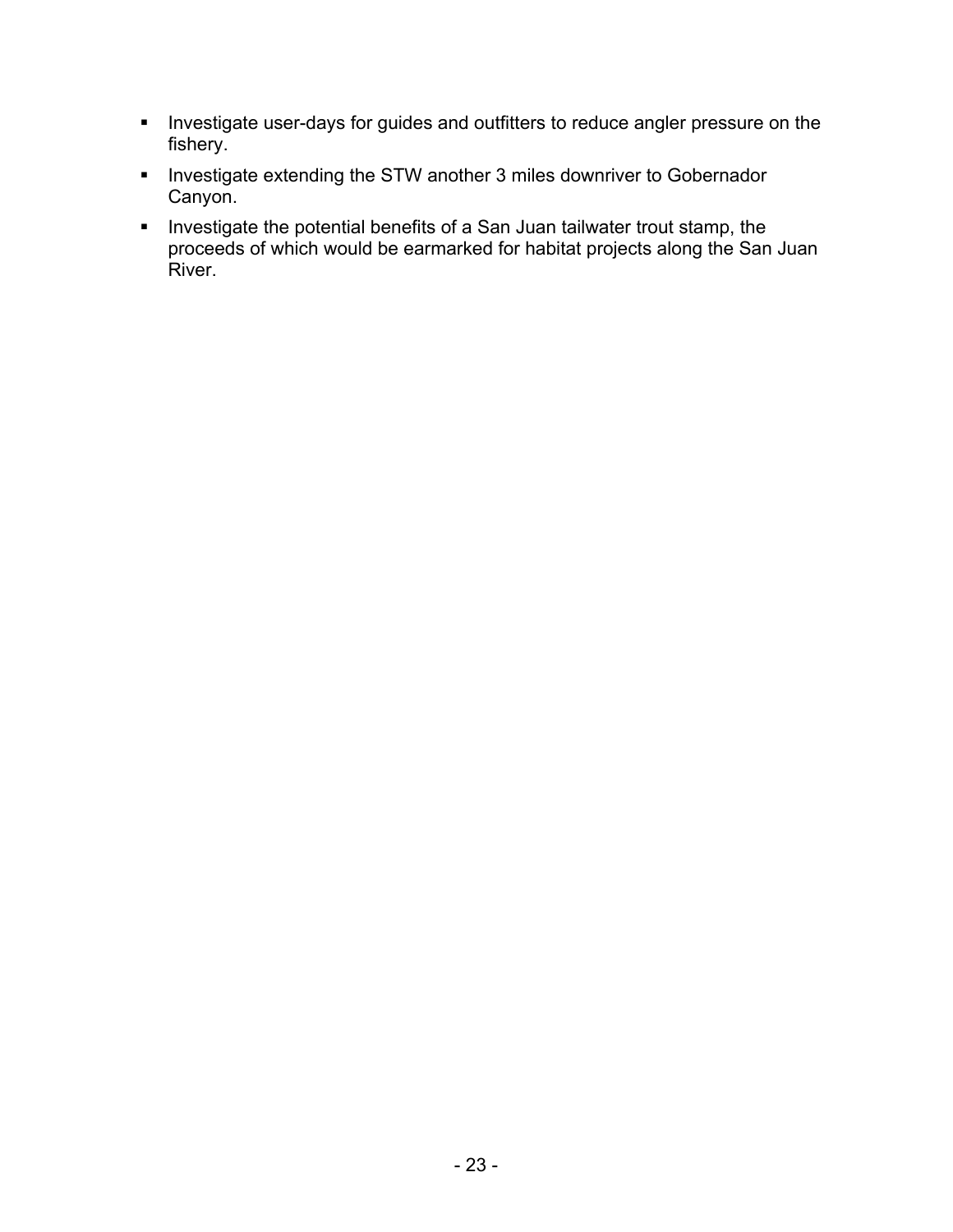- Investigate user-days for guides and outfitters to reduce angler pressure on the fishery.
- Investigate extending the STW another 3 miles downriver to Gobernador Canyon.
- Investigate the potential benefits of a San Juan tailwater trout stamp, the proceeds of which would be earmarked for habitat projects along the San Juan River.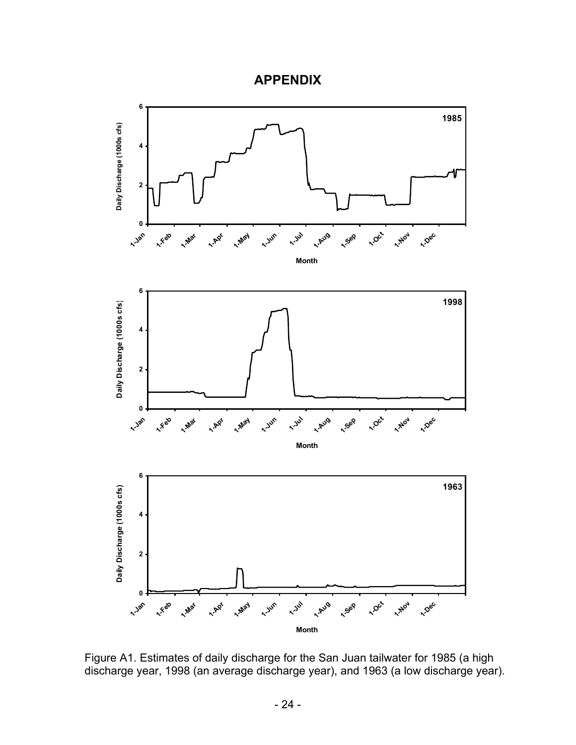# APPENDIX

Figure A1. Estimates of daily discharge for the San Juan tailwater for 1985 (a high discharge year, 1998 (an average discharge year), and 1963 (a low discharge year).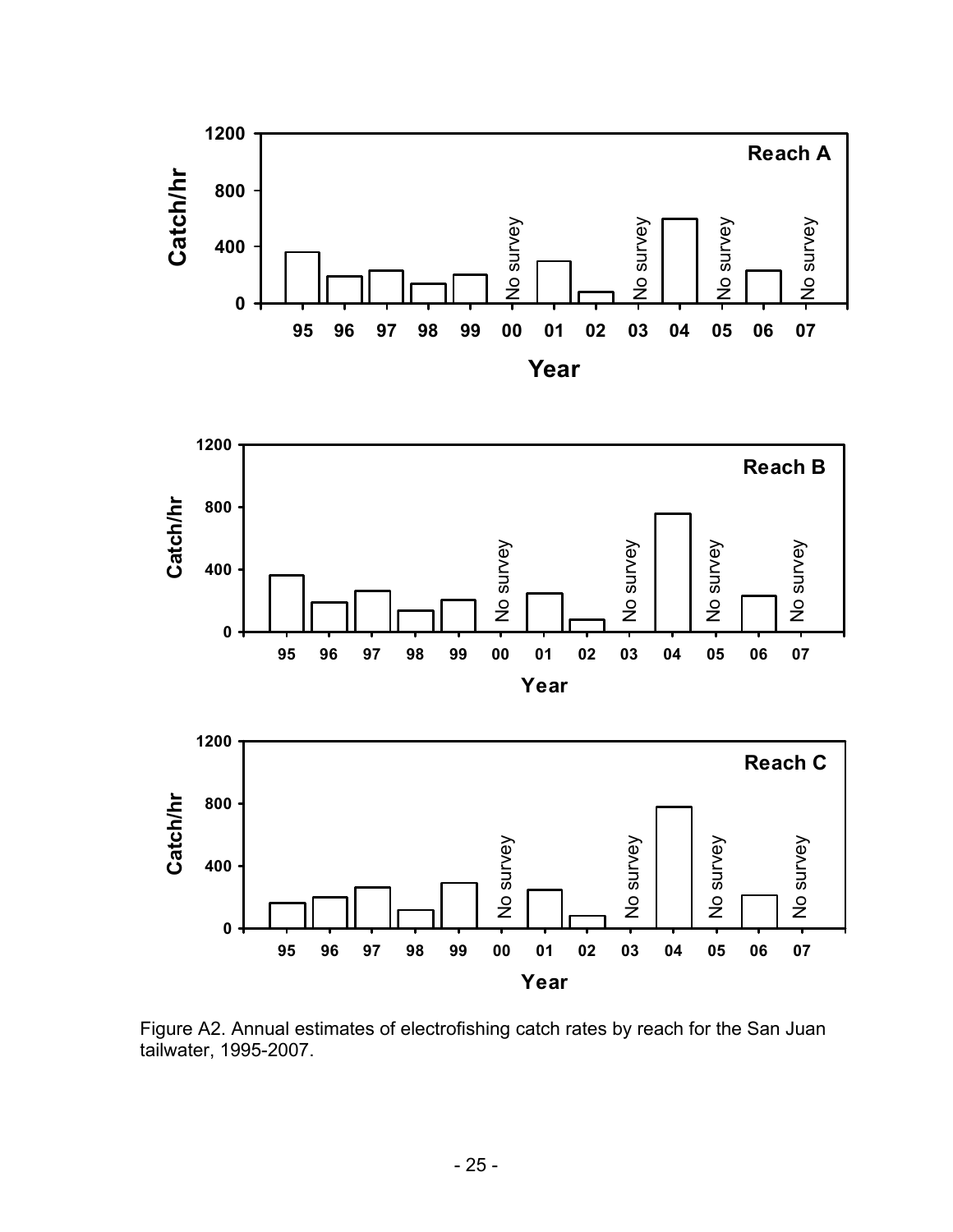Figure A2. Annual estimates of electrofishing catch rates by reach for the San Juan tailwater, 1995-2007.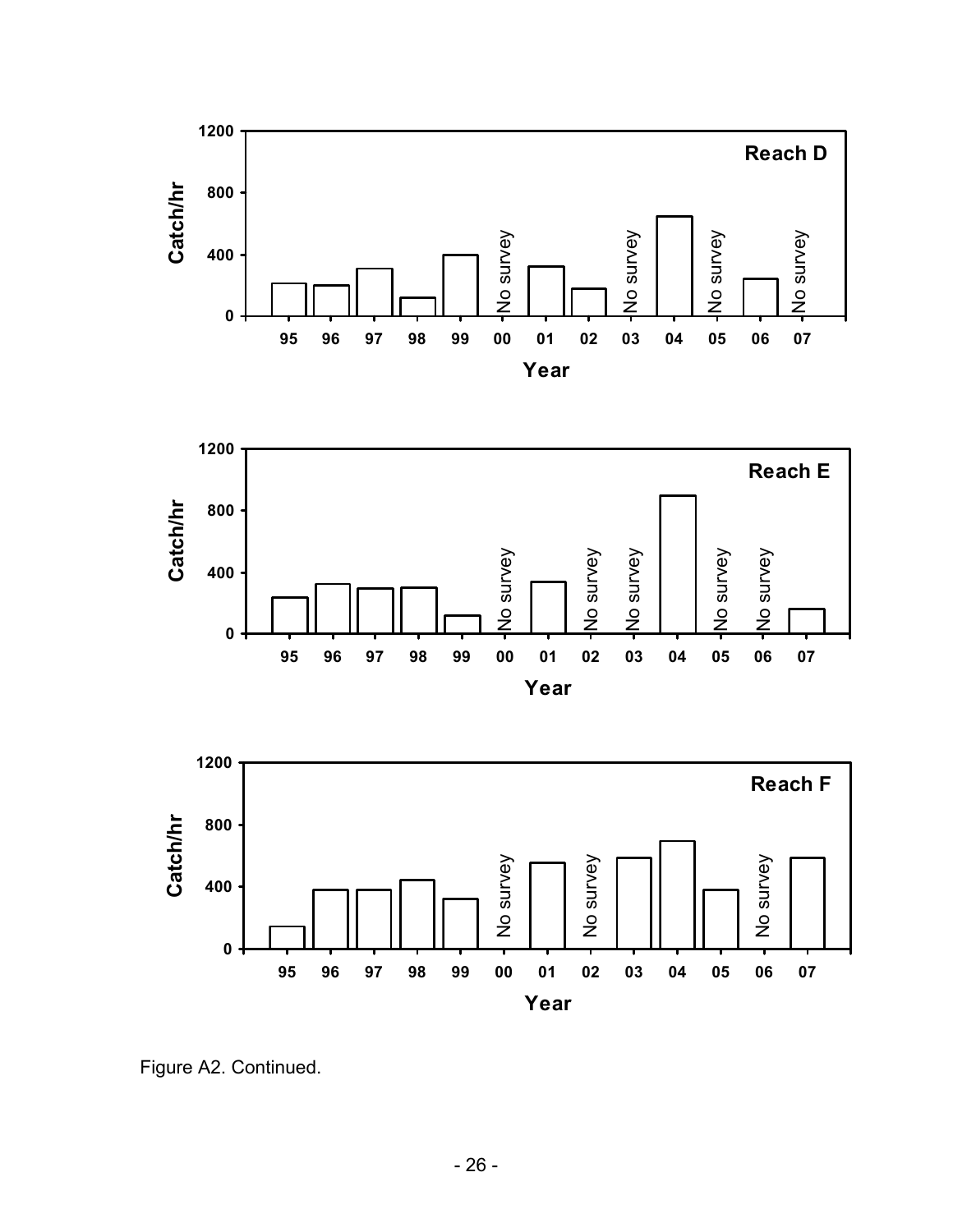Figure A2. Continued.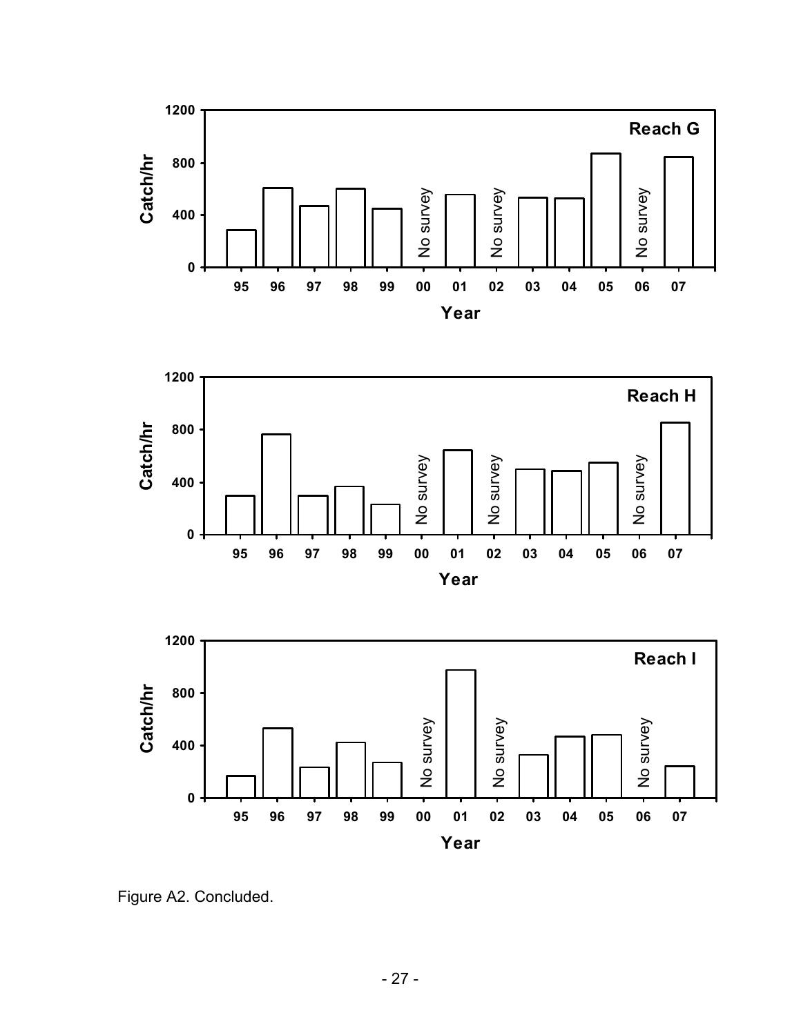Figure A2. Concluded.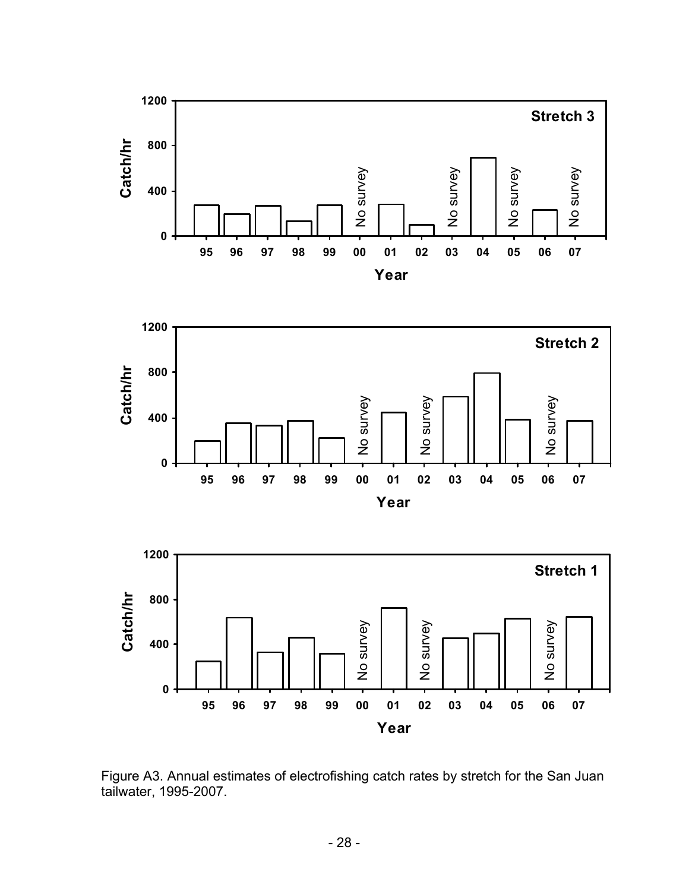Figure A3. Annual estimates of electrofishing catch rates by stretch for the San Juan tailwater, 1995-2007.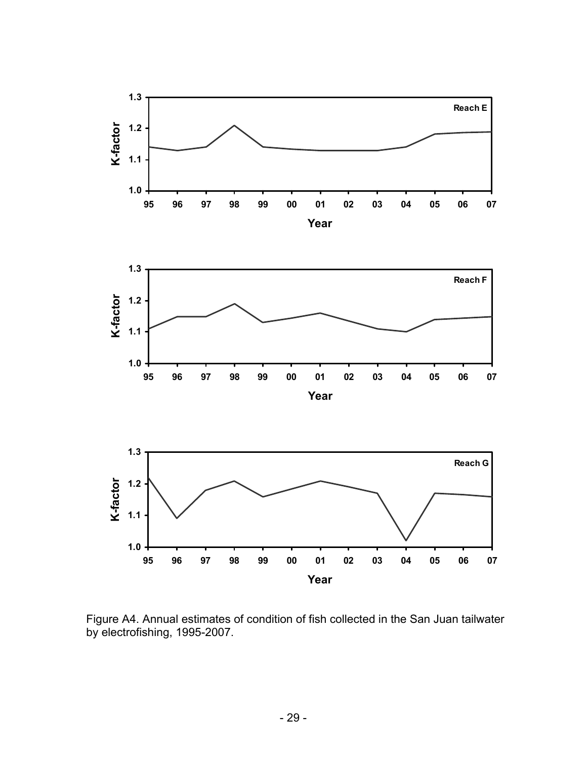Figure A4. Annual estimates of condition of fish collected in the San Juan tailwater by electrofishing, 1995-2007.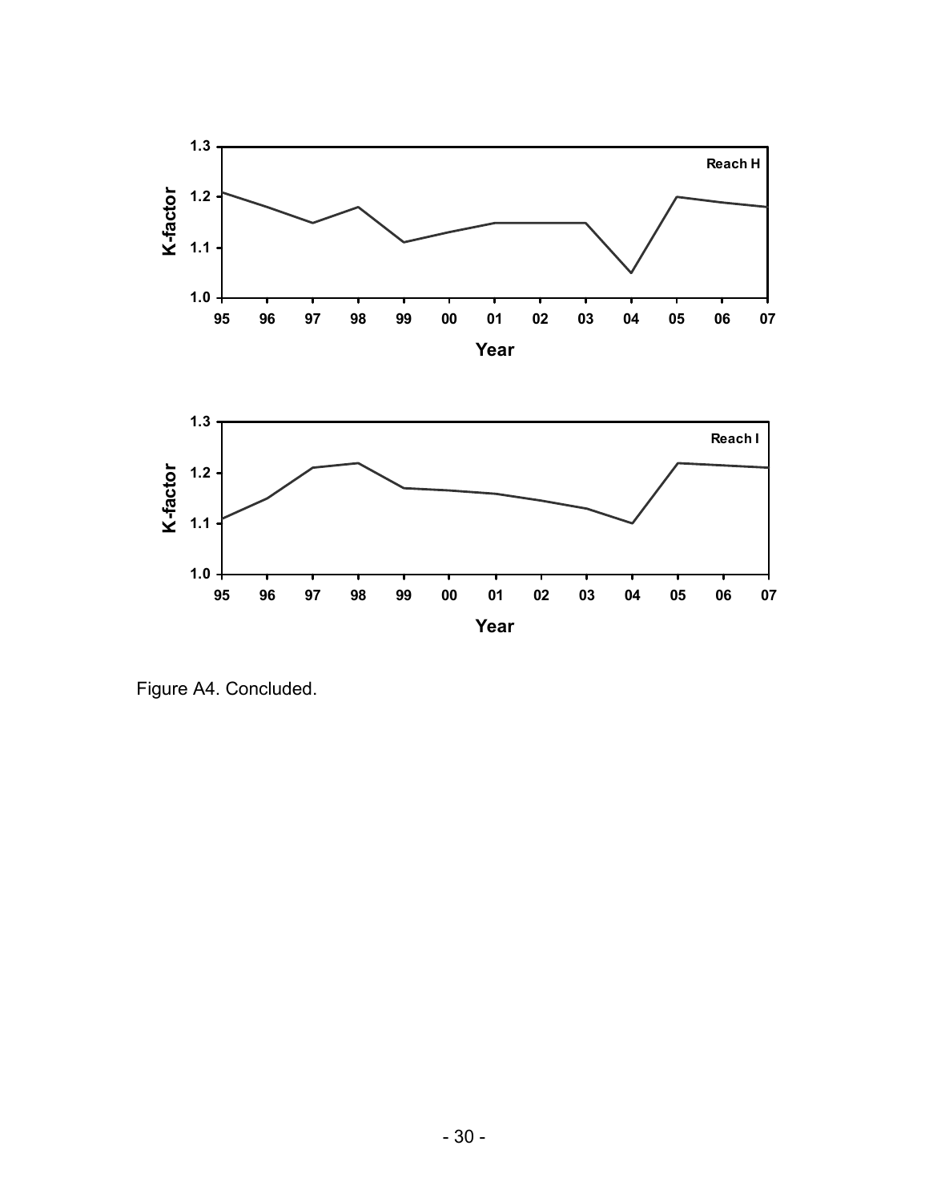Figure A4. Concluded.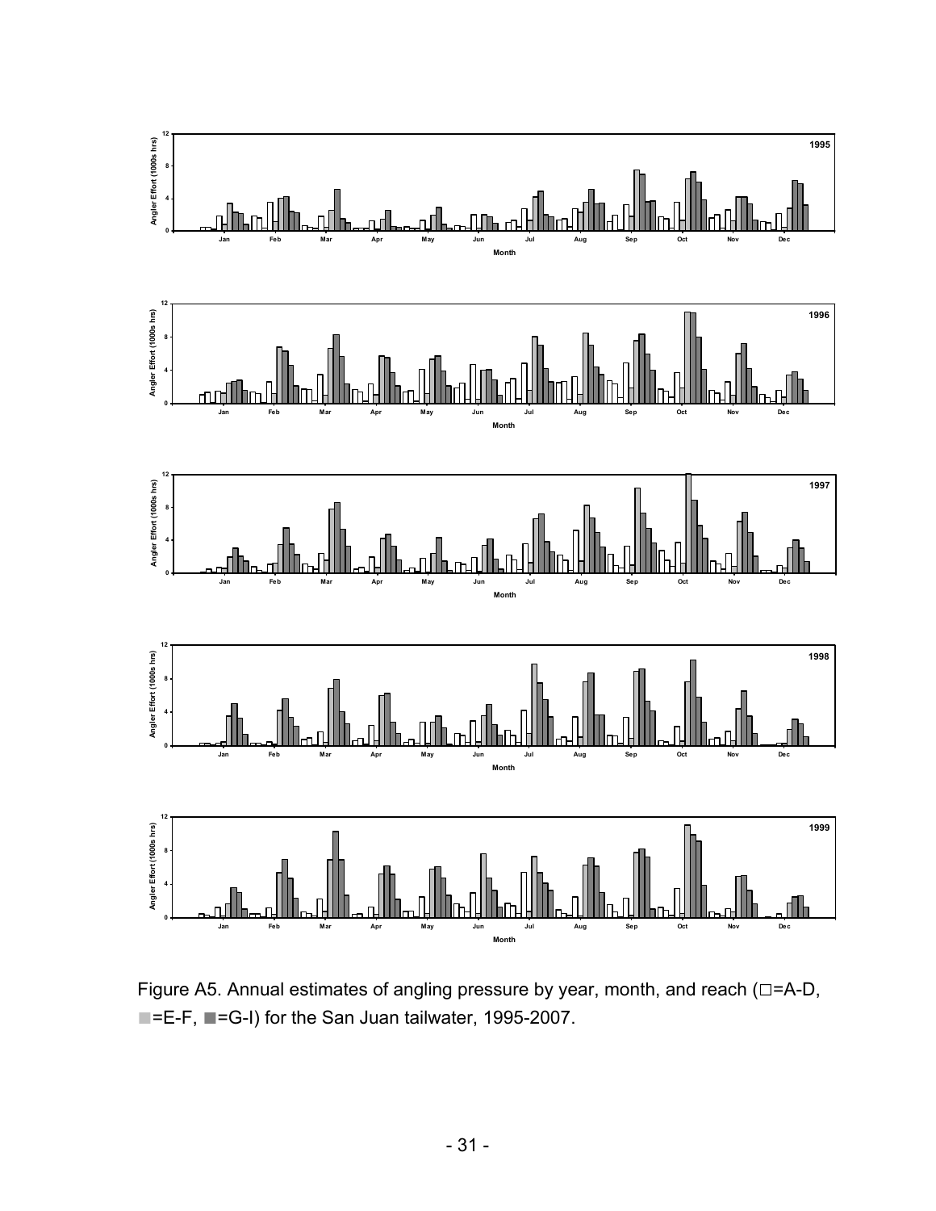Figure A5. Annual estimates of angling pressure by year, month, and reach (□=A-D, ■=E-F, ■=G-I) for the San Juan tailwater, 1995-2007.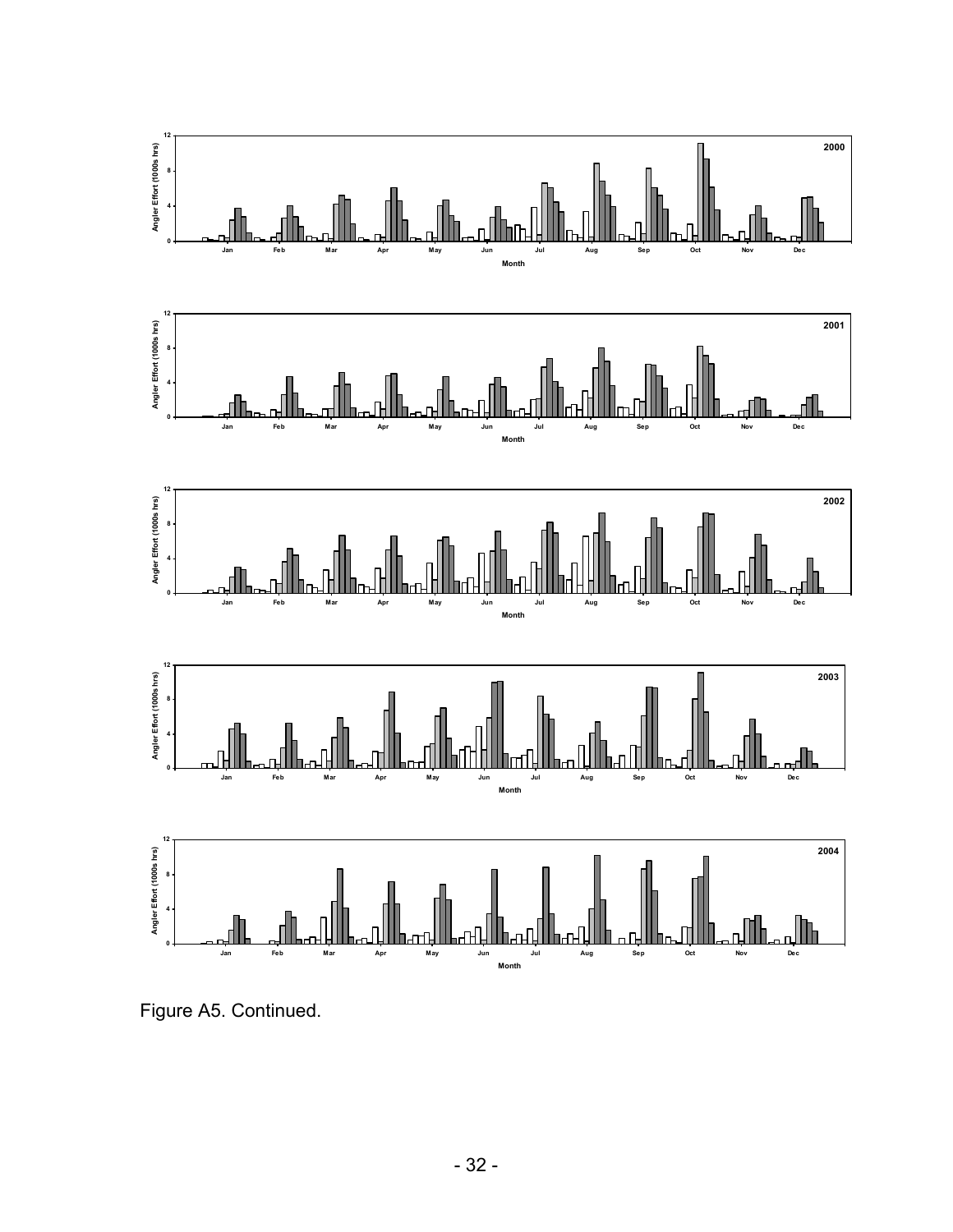Figure A5. Continued.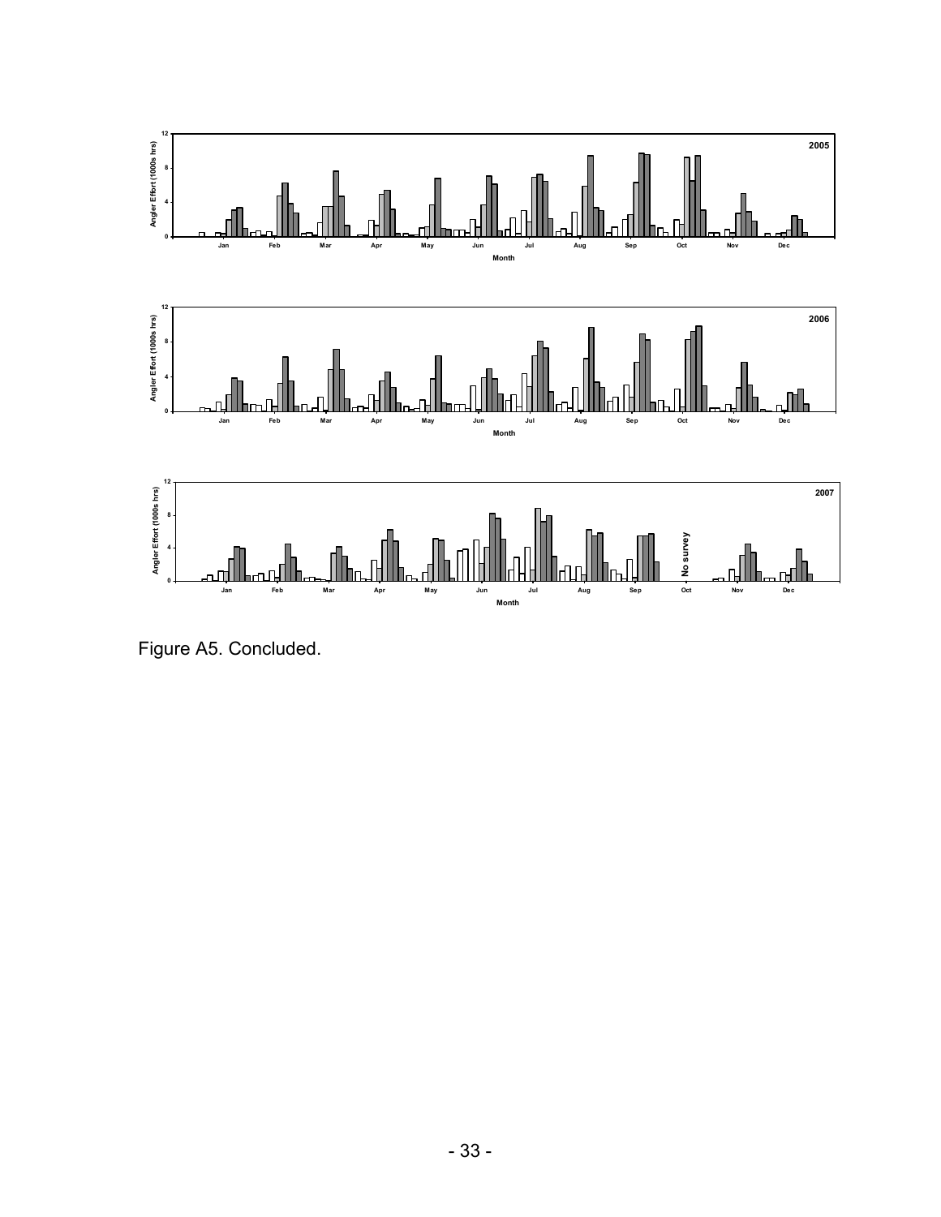Figure A5. Concluded.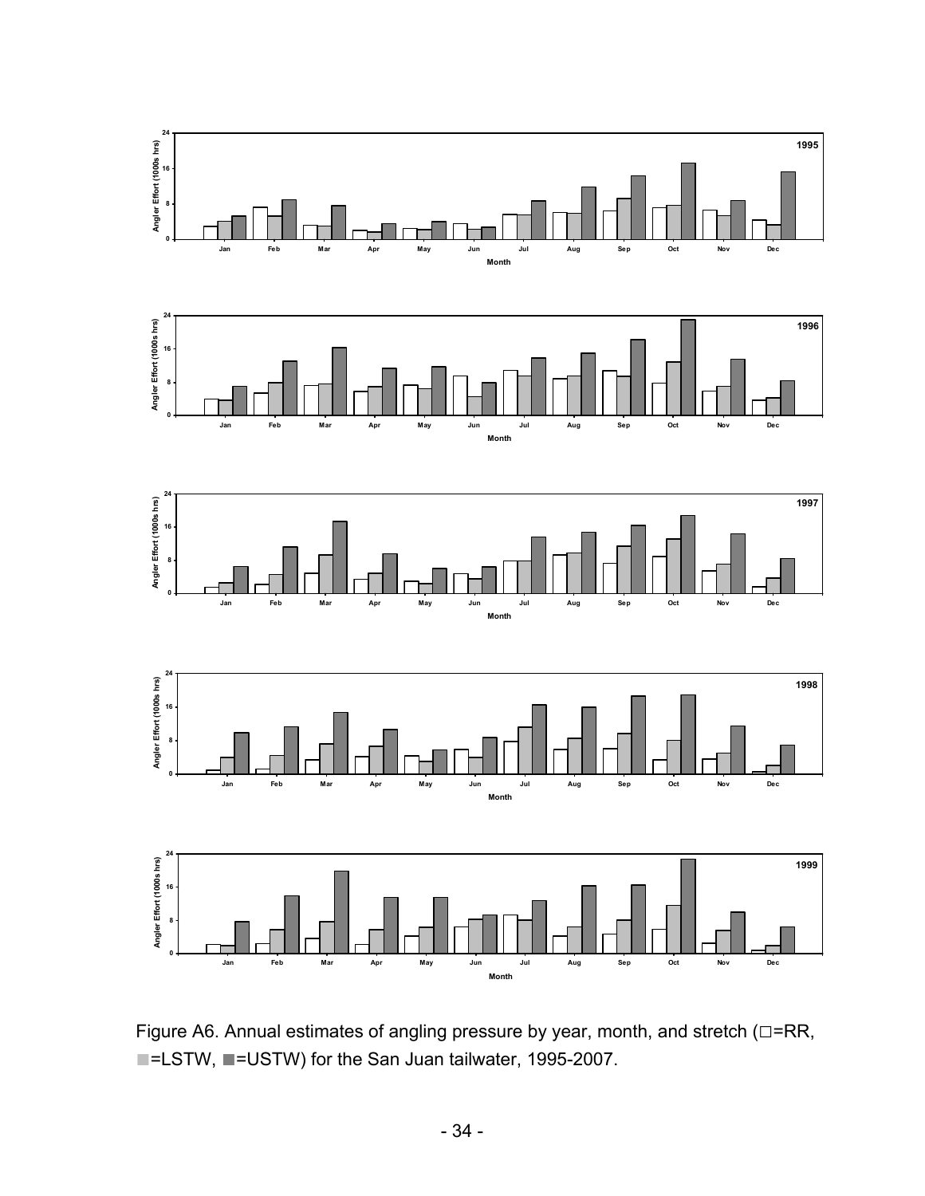Figure A6. Annual estimates of angling pressure by year, month, and stretch (□=RR, ■=LSTW, ■=USTW) for the San Juan tailwater, 1995-2007.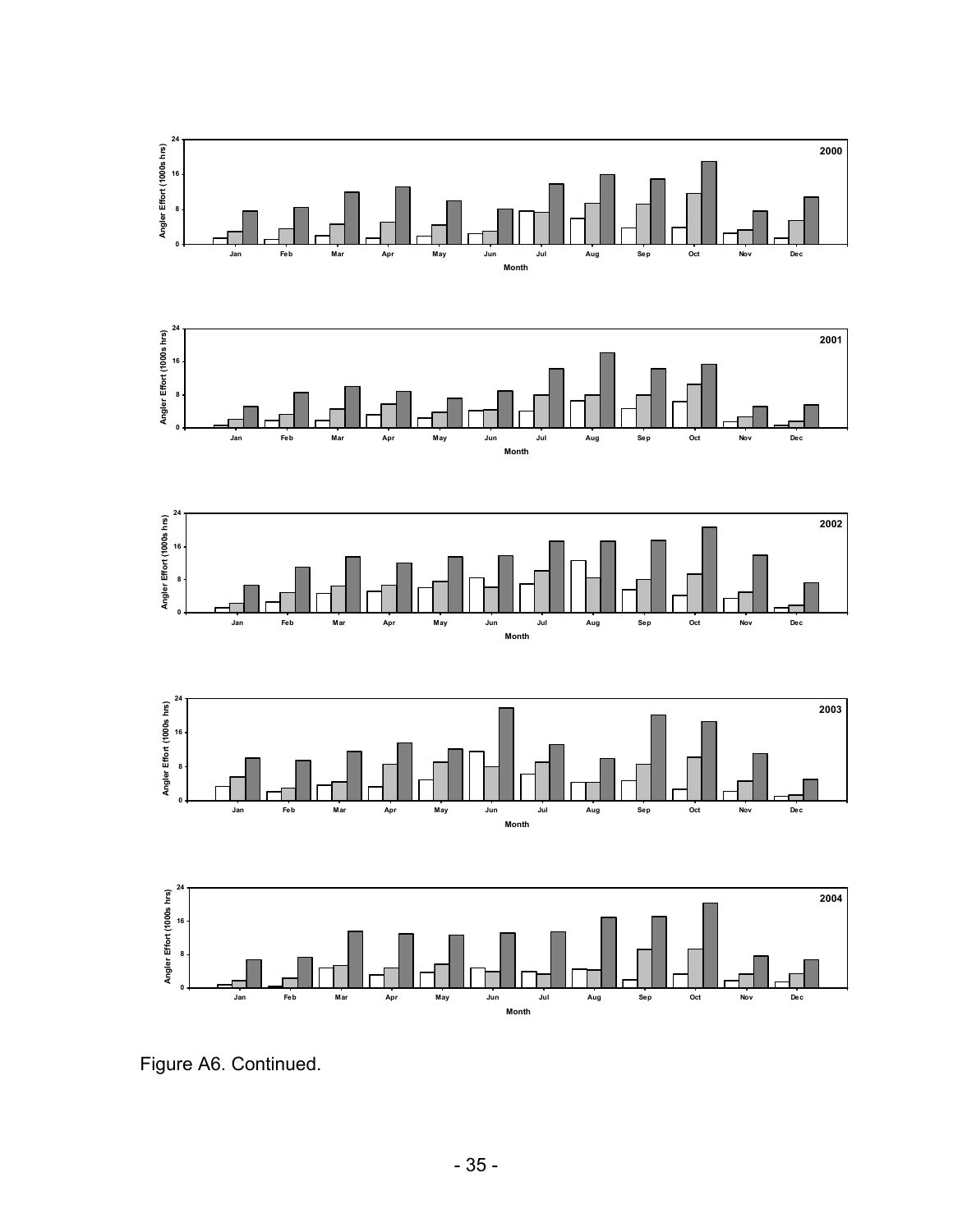Figure A6. Continued.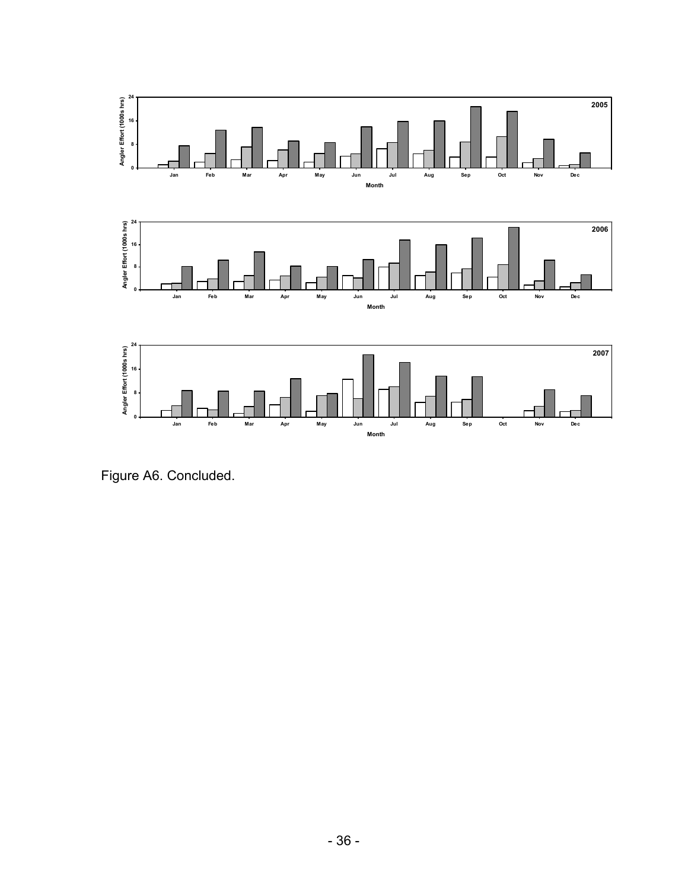Figure A6. Concluded.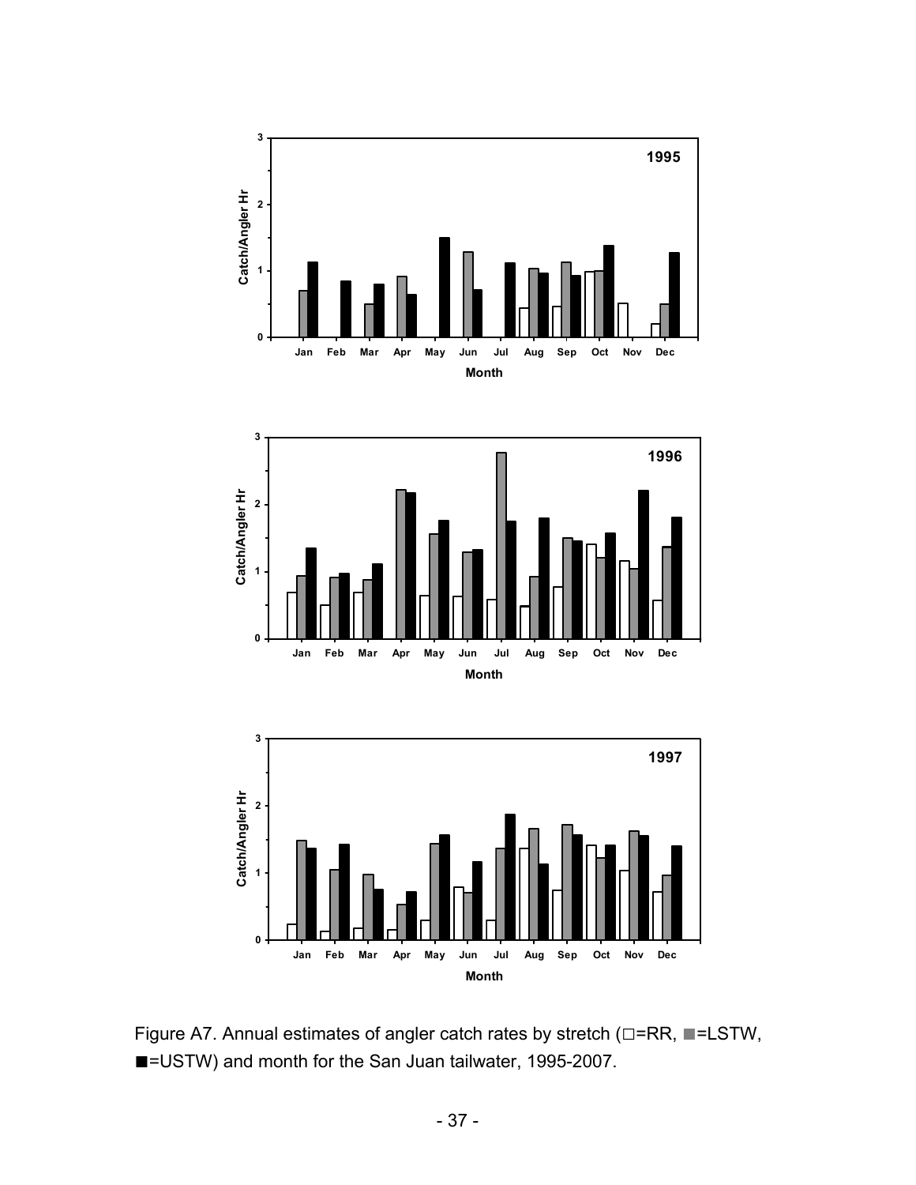Figure A7. Annual estimates of angler catch rates by stretch (□=RR, ■=LSTW, ■=USTW) and month for the San Juan tailwater, 1995-2007.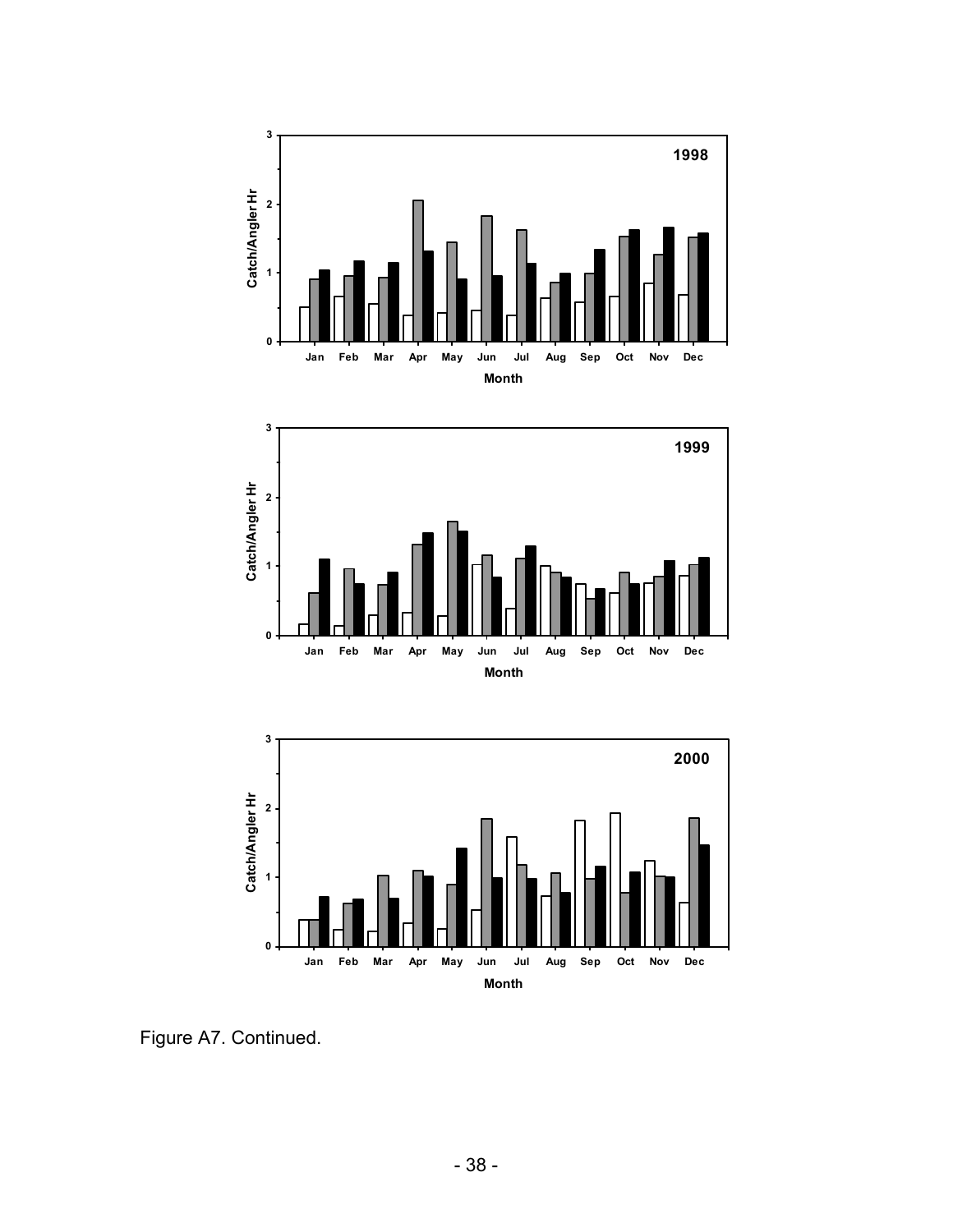Figure A7. Continued.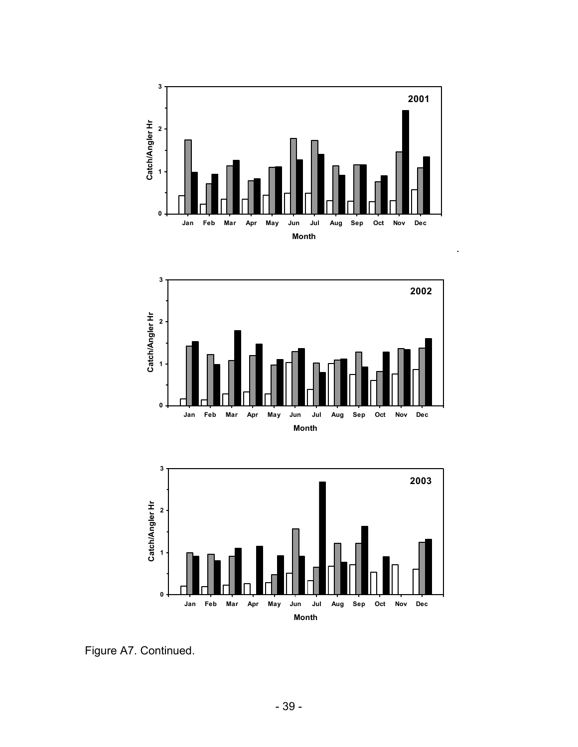Figure A7. Continued.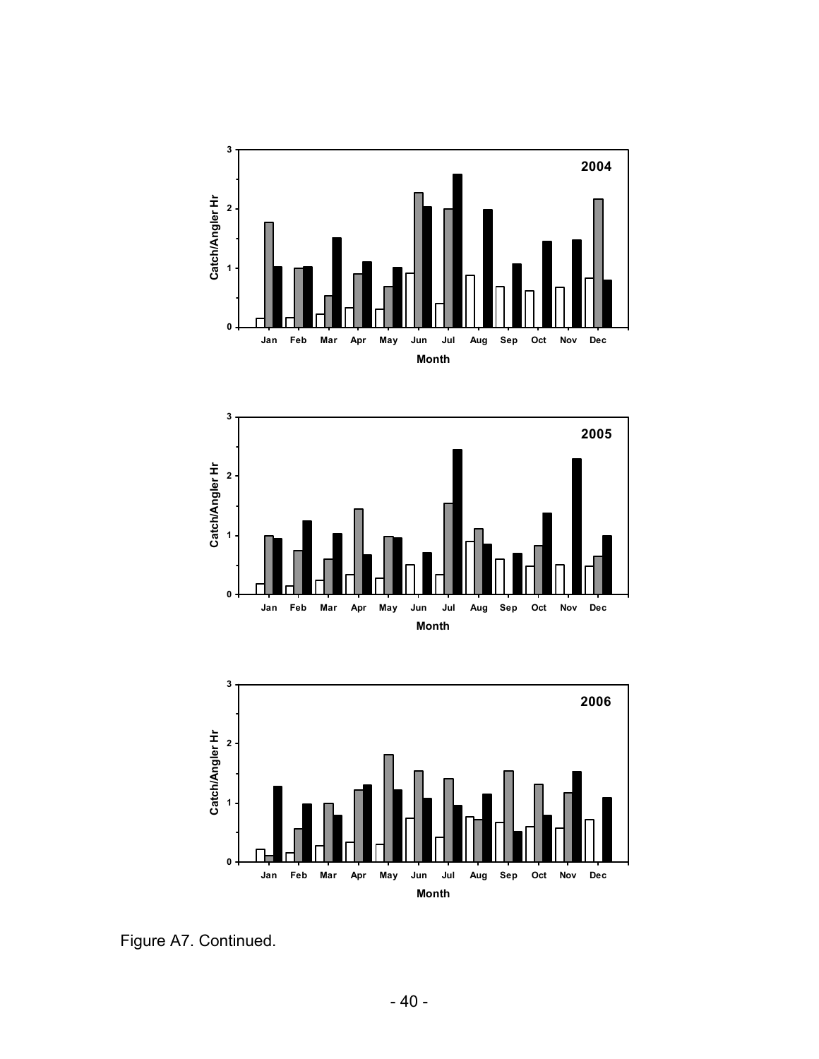Figure A7. Continued.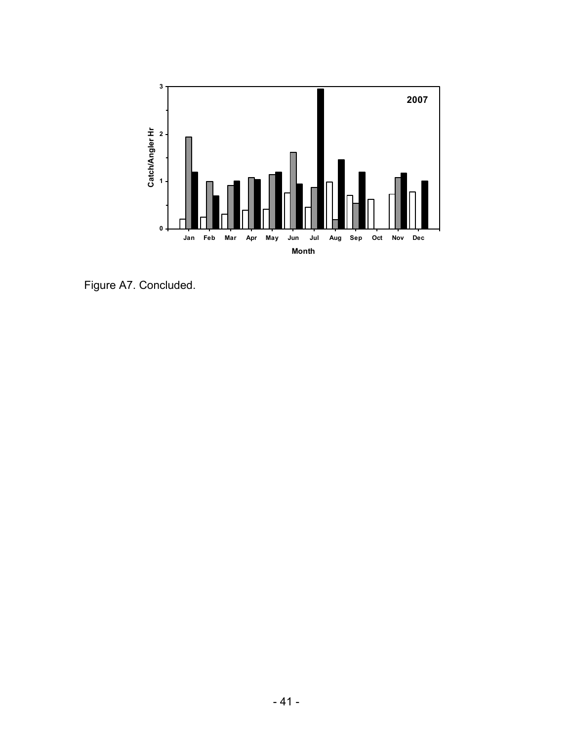Figure A7. Concluded.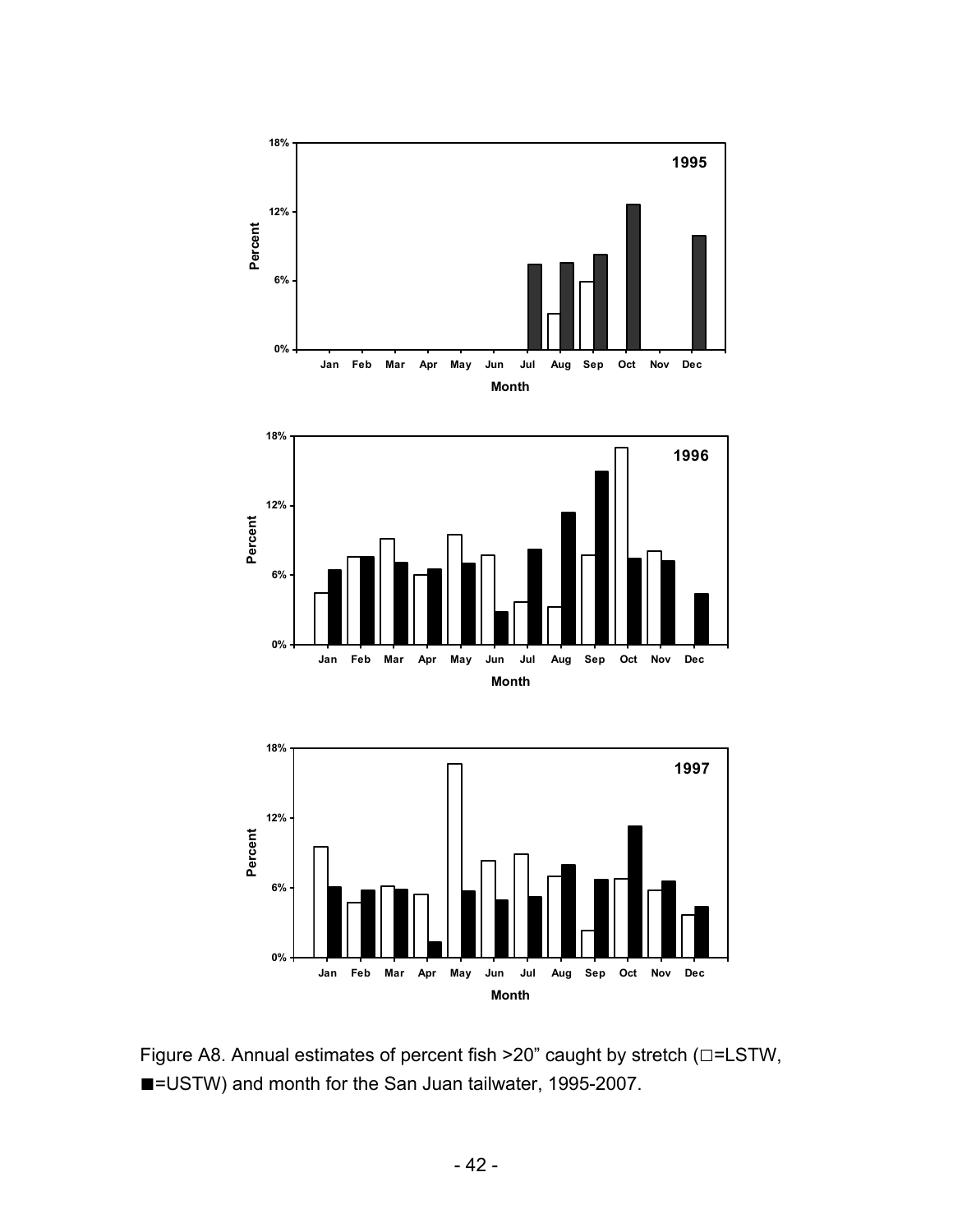Figure A8. Annual estimates of percent fish >20" caught by stretch (□=LSTW, ■=USTW) and month for the San Juan tailwater, 1995-2007.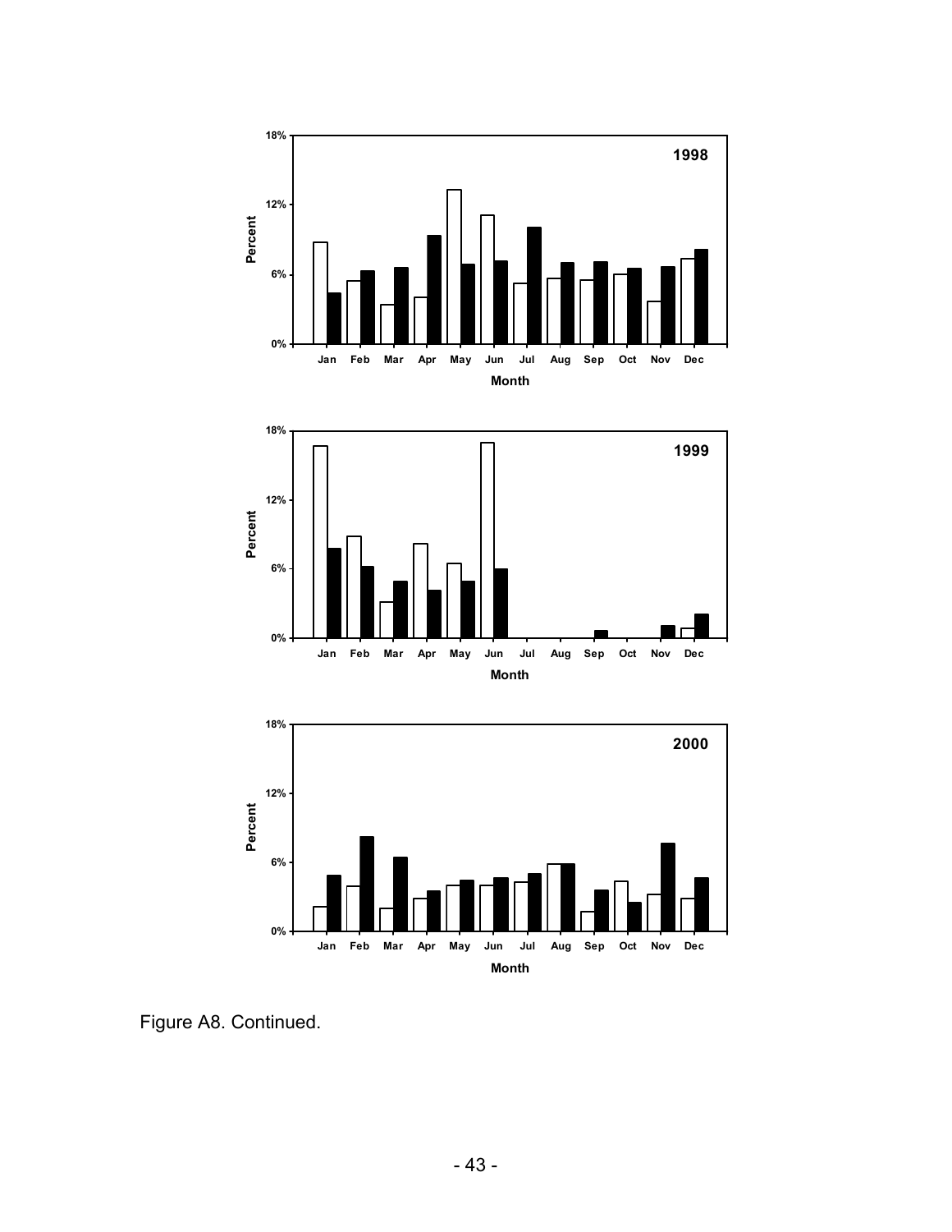Figure A8. Continued.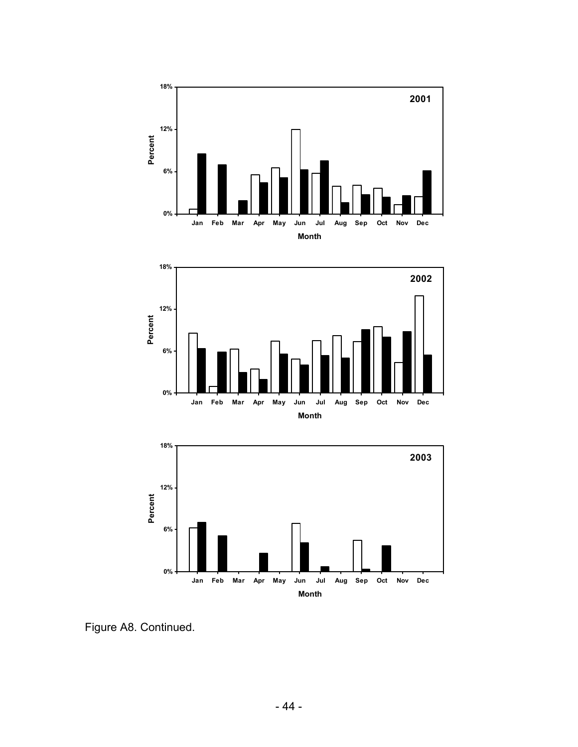Figure A8. Continued.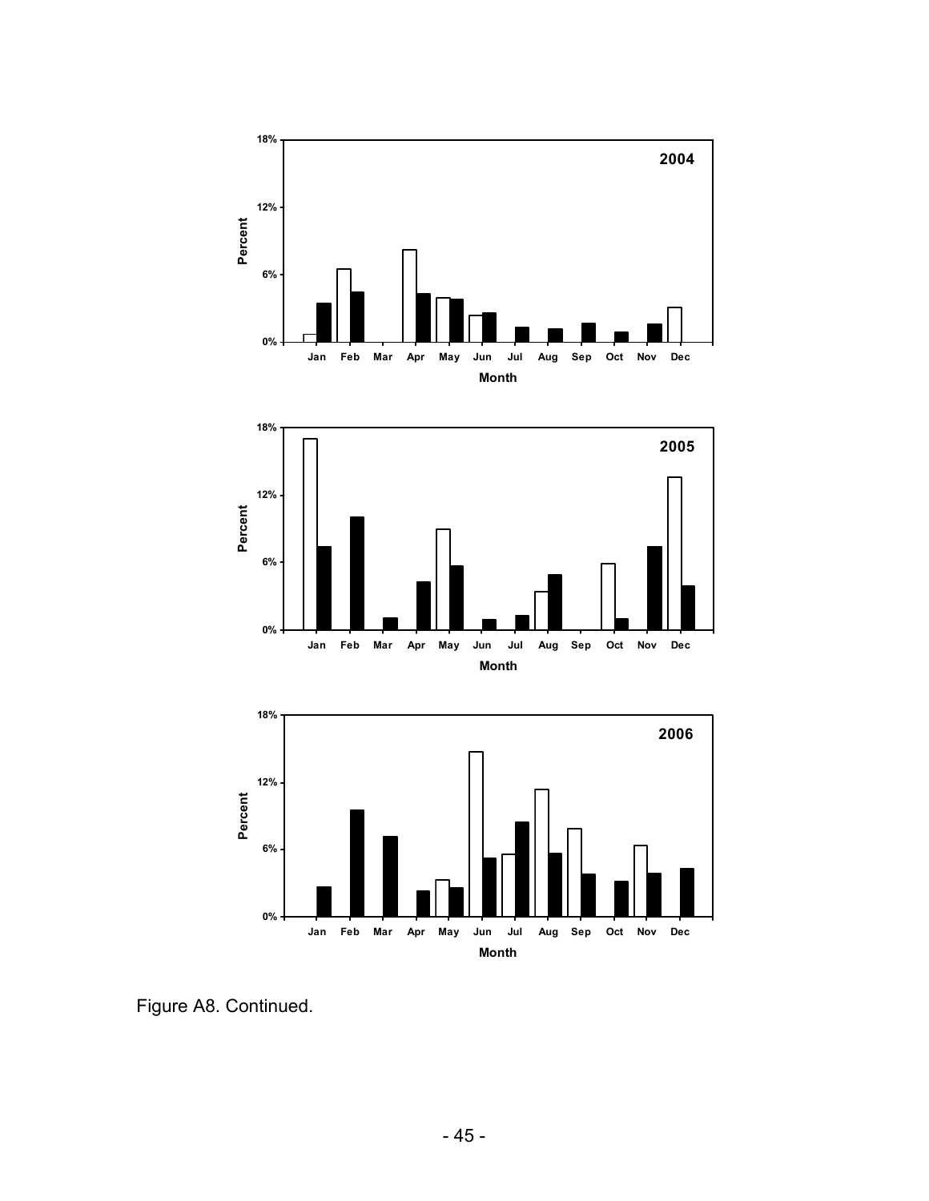Figure A8. Continued.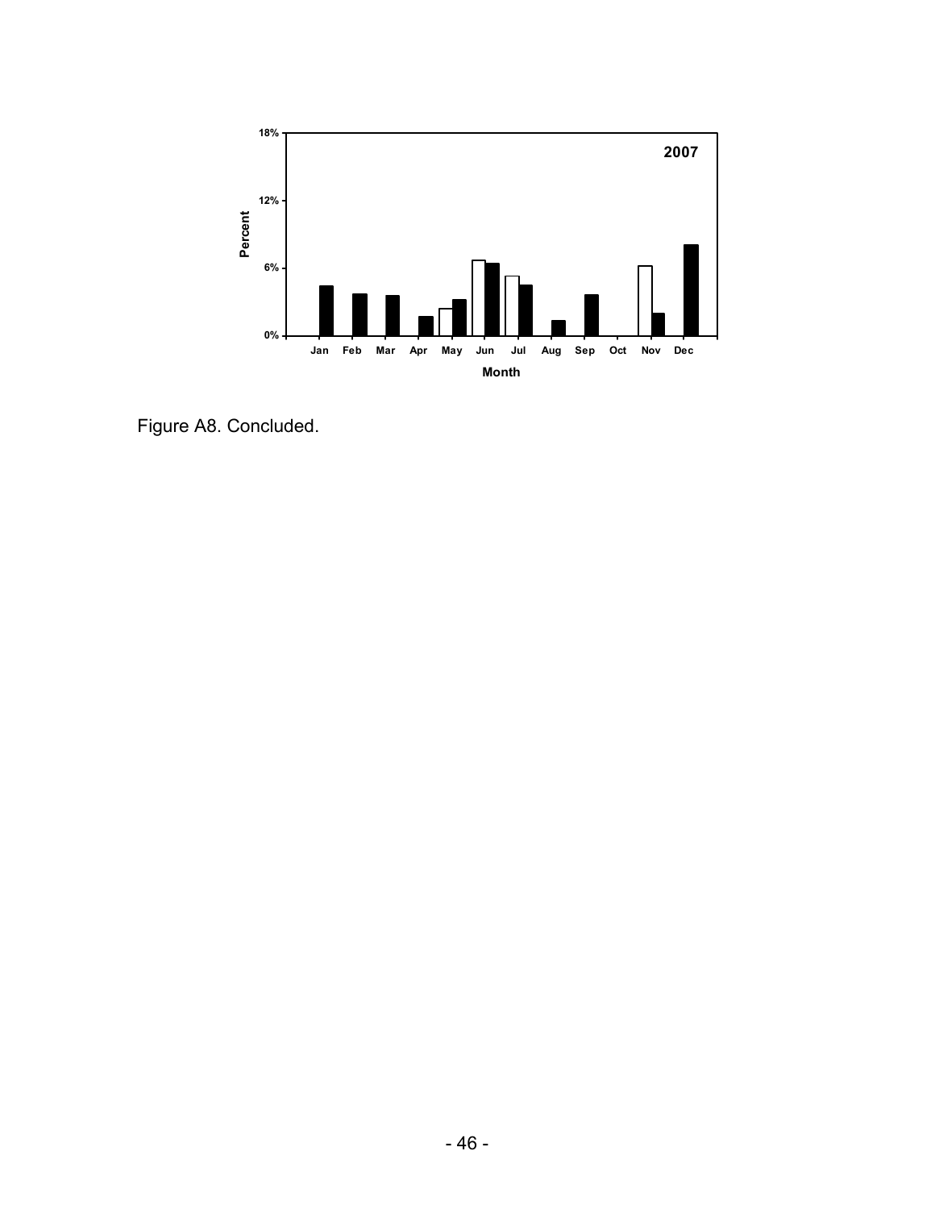Figure A8. Concluded.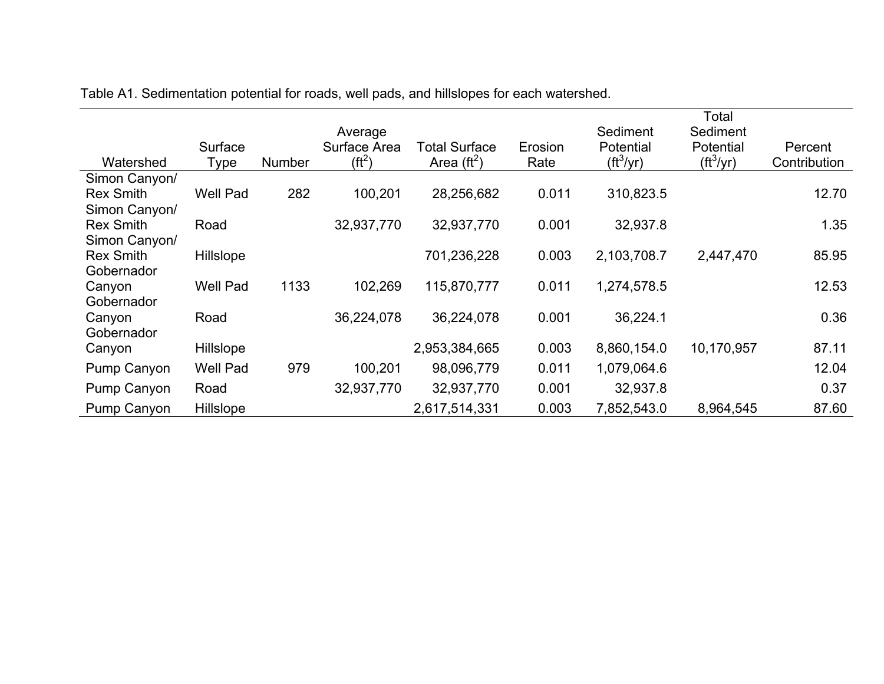Table A1. Sedimentation potential for roads, well pads, and hillslopes for each watershed.

| Watershed | Surface Type | Number | Average Surface Area ($ft^2$) | Total Surface Area ($ft^2$) | Erosion Rate | Sediment Potential ($ft^3$/yr) | Total Sediment Potential ($ft^3$/yr) | Percent Contribution |
|---|---|---|---|---|---|---|---|---|
| Simon Canyon/ Rex Smith | Well Pad | 282 | 100,201 | 28,256,682 | 0.011 | 310,823.5 | | 12.70 |
| Simon Canyon/ Rex Smith | Road | | 32,937,770 | 32,937,770 | 0.001 | 32,937.8 | | 1.35 |
| Simon Canyon/ Rex Smith | Hillslope | | | 701,236,228 | 0.003 | 2,103,708.7 | 2,447,470 | 85.95 |
| Gobernador Canyon | Well Pad | 1133 | 102,269 | 115,870,777 | 0.011 | 1,274,578.5 | | 12.53 |
| Gobernador Canyon | Road | | 36,224,078 | 36,224,078 | 0.001 | 36,224.1 | | 0.36 |
| Gobernador Canyon | Hillslope | | | 2,953,384,665 | 0.003 | 8,860,154.0 | 10,170,957 | 87.11 |
| Pump Canyon | Well Pad | 979 | 100,201 | 98,096,779 | 0.011 | 1,079,064.6 | | 12.04 |
| Pump Canyon | Road | | 32,937,770 | 32,937,770 | 0.001 | 32,937.8 | | 0.37 |
| Pump Canyon | Hillslope | | | 2,617,514,331 | 0.003 | 7,852,543.0 | 8,964,545 | 87.60 |